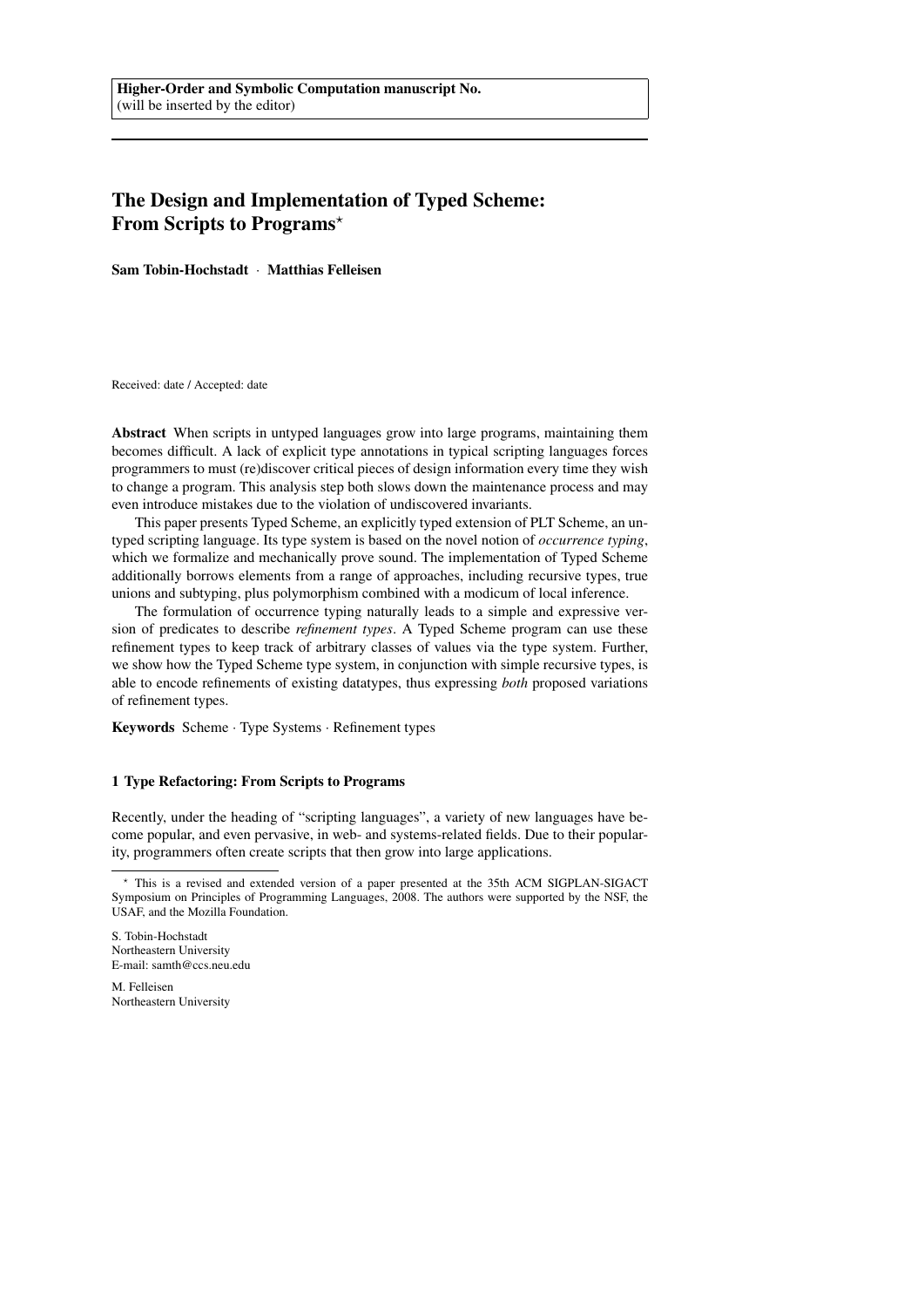**Higher-Order and Symbolic Computation manuscript No.**
(will be inserted by the editor)

# The Design and Implementation of Typed Scheme: From Scripts to Programs*

**Sam Tobin-Hochstadt · Matthias Felleisen**

Received: date / Accepted: date

**Abstract** When scripts in untyped languages grow into large programs, maintaining them becomes difficult. A lack of explicit type annotations in typical scripting languages forces programmers to must (re)discover critical pieces of design information every time they wish to change a program. This analysis step both slows down the maintenance process and may even introduce mistakes due to the violation of undiscovered invariants.

This paper presents Typed Scheme, an explicitly typed extension of PLT Scheme, an untyped scripting language. Its type system is based on the novel notion of *occurrence typing*, which we formalize and mechanically prove sound. The implementation of Typed Scheme additionally borrows elements from a range of approaches, including recursive types, true unions and subtyping, plus polymorphism combined with a modicum of local inference.

The formulation of occurrence typing naturally leads to a simple and expressive version of predicates to describe *refinement types*. A Typed Scheme program can use these refinement types to keep track of arbitrary classes of values via the type system. Further, we show how the Typed Scheme type system, in conjunction with simple recursive types, is able to encode refinements of existing datatypes, thus expressing *both* proposed variations of refinement types.

**Keywords** Scheme · Type Systems · Refinement types

## 1 Type Refactoring: From Scripts to Programs

Recently, under the heading of "scripting languages", a variety of new languages have become popular, and even pervasive, in web- and systems-related fields. Due to their popularity, programmers often create scripts that then grow into large applications.

* This is a revised and extended version of a paper presented at the 35th ACM SIGPLAN-SIGACT Symposium on Principles of Programming Languages, 2008. The authors were supported by the NSF, the USAF, and the Mozilla Foundation.

S. Tobin-Hochstadt
Northeastern University
E-mail: samth@ccs.neu.edu

M. Felleisen
Northeastern University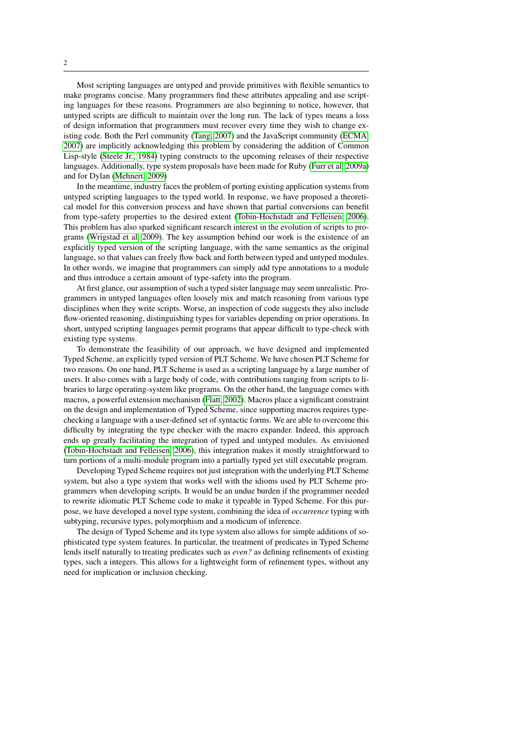Most scripting languages are untyped and provide primitives with flexible semantics to make programs concise. Many programmers find these attributes appealing and use scripting languages for these reasons. Programmers are also beginning to notice, however, that untyped scripts are difficult to maintain over the long run. The lack of types means a loss of design information that programmers must recover every time they wish to change existing code. Both the Perl community (Tang 2007) and the JavaScript community (ECMA 2007) are implicitly acknowledging this problem by considering the addition of Common Lisp-style (Steele Jr. 1984) typing constructs to the upcoming releases of their respective languages. Additionally, type system proposals have been made for Ruby (Furr et al 2009a) and for Dylan (Mehnert 2009)

In the meantime, industry faces the problem of porting existing application systems from untyped scripting languages to the typed world. In response, we have proposed a theoretical model for this conversion process and have shown that partial conversions can benefit from type-safety properties to the desired extent (Tobin-Hochstadt and Felleisen 2006). This problem has also sparked significant research interest in the evolution of scripts to programs (Wrigstad et al 2009). The key assumption behind our work is the existence of an explicitly typed version of the scripting language, with the same semantics as the original language, so that values can freely flow back and forth between typed and untyped modules. In other words, we imagine that programmers can simply add type annotations to a module and thus introduce a certain amount of type-safety into the program.

At first glance, our assumption of such a typed sister language may seem unrealistic. Programmers in untyped languages often loosely mix and match reasoning from various type disciplines when they write scripts. Worse, an inspection of code suggests they also include flow-oriented reasoning, distinguishing types for variables depending on prior operations. In short, untyped scripting languages permit programs that appear difficult to type-check with existing type systems.

To demonstrate the feasibility of our approach, we have designed and implemented Typed Scheme, an explicitly typed version of PLT Scheme. We have chosen PLT Scheme for two reasons. On one hand, PLT Scheme is used as a scripting language by a large number of users. It also comes with a large body of code, with contributions ranging from scripts to libraries to large operating-system like programs. On the other hand, the language comes with macros, a powerful extension mechanism (Flatt 2002). Macros place a significant constraint on the design and implementation of Typed Scheme, since supporting macros requires type-checking a language with a user-defined set of syntactic forms. We are able to overcome this difficulty by integrating the type checker with the macro expander. Indeed, this approach ends up greatly facilitating the integration of typed and untyped modules. As envisioned (Tobin-Hochstadt and Felleisen 2006), this integration makes it mostly straightforward to turn portions of a multi-module program into a partially typed yet still executable program.

Developing Typed Scheme requires not just integration with the underlying PLT Scheme system, but also a type system that works well with the idioms used by PLT Scheme programmers when developing scripts. It would be an undue burden if the programmer needed to rewrite idiomatic PLT Scheme code to make it typeable in Typed Scheme. For this purpose, we have developed a novel type system, combining the idea of *occurrence* typing with subtyping, recursive types, polymorphism and a modicum of inference.

The design of Typed Scheme and its type system also allows for simple additions of sophisticated type system features. In particular, the treatment of predicates in Typed Scheme lends itself naturally to treating predicates such as *even?* as defining refinements of existing types, such a integers. This allows for a lightweight form of refinement types, without any need for implication or inclusion checking.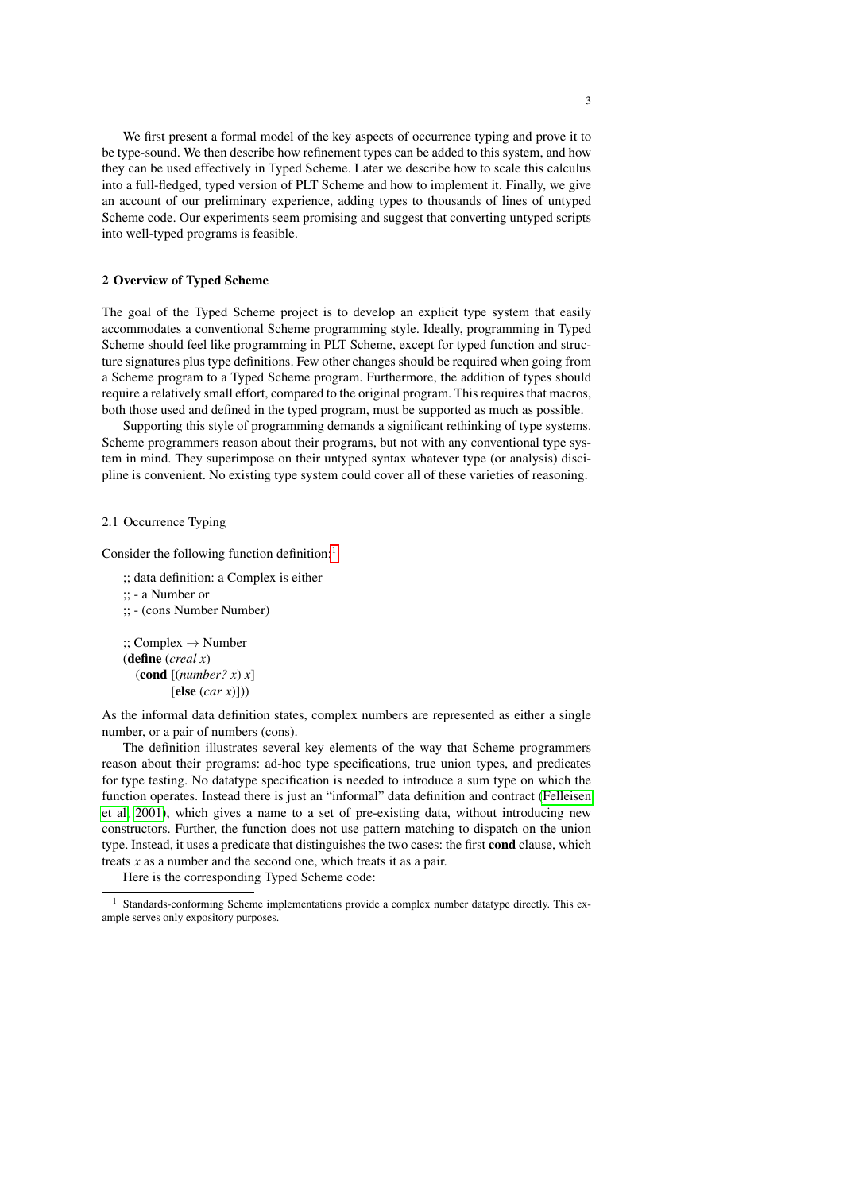We first present a formal model of the key aspects of occurrence typing and prove it to be type-sound. We then describe how refinement types can be added to this system, and how they can be used effectively in Typed Scheme. Later we describe how to scale this calculus into a full-fledged, typed version of PLT Scheme and how to implement it. Finally, we give an account of our preliminary experience, adding types to thousands of lines of untyped Scheme code. Our experiments seem promising and suggest that converting untyped scripts into well-typed programs is feasible.

## 2 Overview of Typed Scheme

The goal of the Typed Scheme project is to develop an explicit type system that easily accommodates a conventional Scheme programming style. Ideally, programming in Typed Scheme should feel like programming in PLT Scheme, except for typed function and structure signatures plus type definitions. Few other changes should be required when going from a Scheme program to a Typed Scheme program. Furthermore, the addition of types should require a relatively small effort, compared to the original program. This requires that macros, both those used and defined in the typed program, must be supported as much as possible.

Supporting this style of programming demands a significant rethinking of type systems. Scheme programmers reason about their programs, but not with any conventional type system in mind. They superimpose on their untyped syntax whatever type (or analysis) discipline is convenient. No existing type system could cover all of these varieties of reasoning.

### 2.1 Occurrence Typing

Consider the following function definition:[1]

```
;; data definition: a Complex is either
;; - a Number or
;; - (cons Number Number)

;; Complex → Number
(define (creal x)
  (cond [(number? x) x]
        [else (car x)]))
```

As the informal data definition states, complex numbers are represented as either a single number, or a pair of numbers (cons).

The definition illustrates several key elements of the way that Scheme programmers reason about their programs: ad-hoc type specifications, true union types, and predicates for type testing. No datatype specification is needed to introduce a sum type on which the function operates. Instead there is just an "informal" data definition and contract (Felleisen et al. 2001), which gives a name to a set of pre-existing data, without introducing new constructors. Further, the function does not use pattern matching to dispatch on the union type. Instead, it uses a predicate that distinguishes the two cases: the first **cond** clause, which treats $x$ as a number and the second one, which treats it as a pair.

Here is the corresponding Typed Scheme code:

[1] Standards-conforming Scheme implementations provide a complex number datatype directly. This example serves only expository purposes.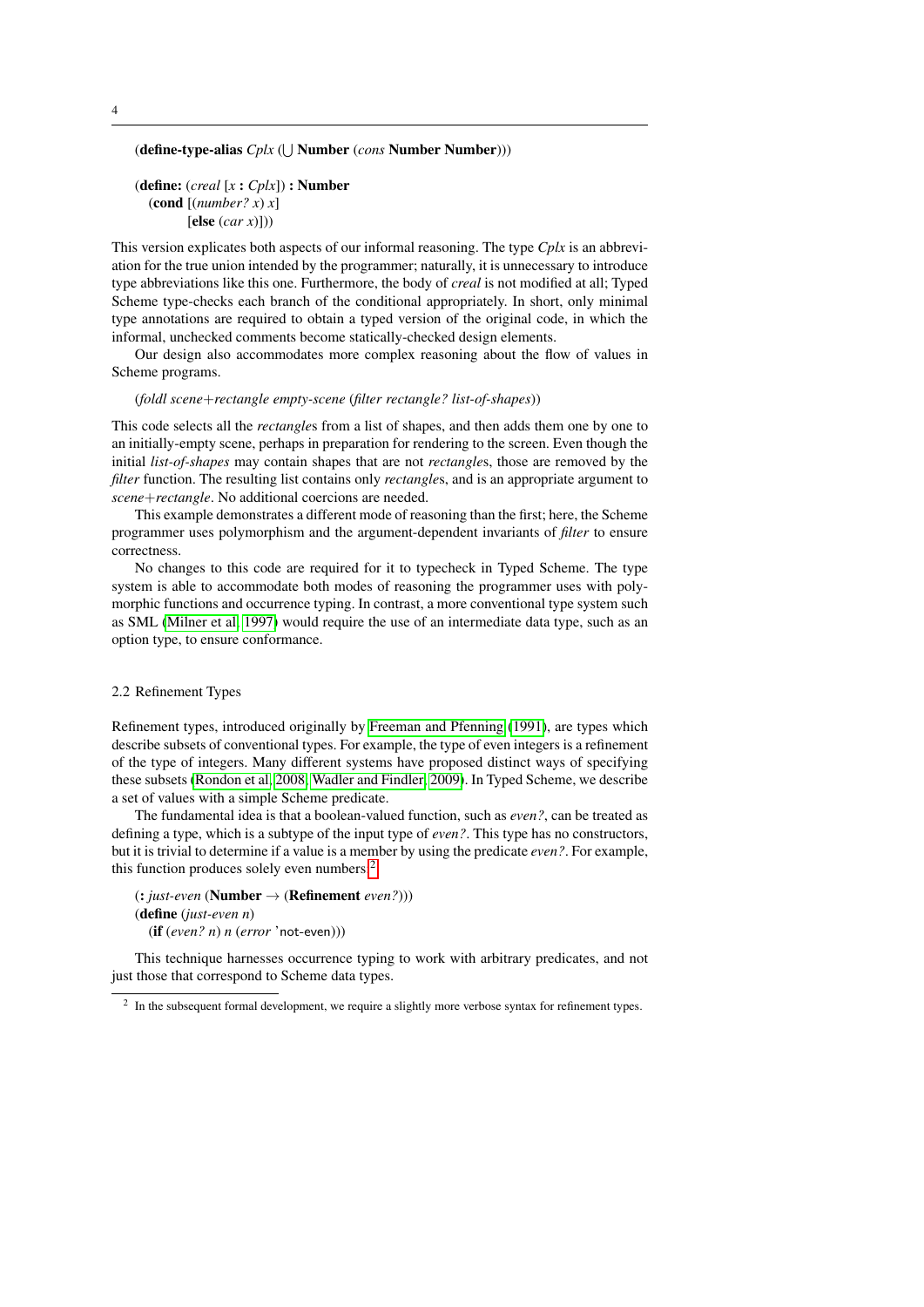```
(define-type-alias Cplx (⋃ Number (cons Number Number)))

(define: (creal [x : Cplx]) : Number
  (cond [(number? x) x]
        [else (car x)]))
```

This version explicates both aspects of our informal reasoning. The type *Cplx* is an abbreviation for the true union intended by the programmer; naturally, it is unnecessary to introduce type abbreviations like this one. Furthermore, the body of *creal* is not modified at all; Typed Scheme type-checks each branch of the conditional appropriately. In short, only minimal type annotations are required to obtain a typed version of the original code, in which the informal, unchecked comments become statically-checked design elements.

Our design also accommodates more complex reasoning about the flow of values in Scheme programs.

```
(foldl scene+rectangle empty-scene (filter rectangle? list-of-shapes))
```

This code selects all the *rectangle*s from a list of shapes, and then adds them one by one to an initially-empty scene, perhaps in preparation for rendering to the screen. Even though the initial *list-of-shapes* may contain shapes that are not *rectangle*s, those are removed by the *filter* function. The resulting list contains only *rectangle*s, and is an appropriate argument to *scene+rectangle*. No additional coercions are needed.

This example demonstrates a different mode of reasoning than the first; here, the Scheme programmer uses polymorphism and the argument-dependent invariants of *filter* to ensure correctness.

No changes to this code are required for it to typecheck in Typed Scheme. The type system is able to accommodate both modes of reasoning the programmer uses with polymorphic functions and occurrence typing. In contrast, a more conventional type system such as SML (Milner et al, 1997) would require the use of an intermediate data type, such as an option type, to ensure conformance.

### 2.2 Refinement Types

Refinement types, introduced originally by Freeman and Pfenning (1991), are types which describe subsets of conventional types. For example, the type of even integers is a refinement of the type of integers. Many different systems have proposed distinct ways of specifying these subsets (Rondon et al, 2008; Wadler and Findler, 2009). In Typed Scheme, we describe a set of values with a simple Scheme predicate.

The fundamental idea is that a boolean-valued function, such as *even?*, can be treated as defining a type, which is a subtype of the input type of *even?*. This type has no constructors, but it is trivial to determine if a value is a member by using the predicate *even?*. For example, this function produces solely even numbers.[2]

```
(: just-even (Number → (Refinement even?)))
(define (just-even n)
  (if (even? n) n (error 'not-even)))
```

This technique harnesses occurrence typing to work with arbitrary predicates, and not just those that correspond to Scheme data types.

[2] In the subsequent formal development, we require a slightly more verbose syntax for refinement types.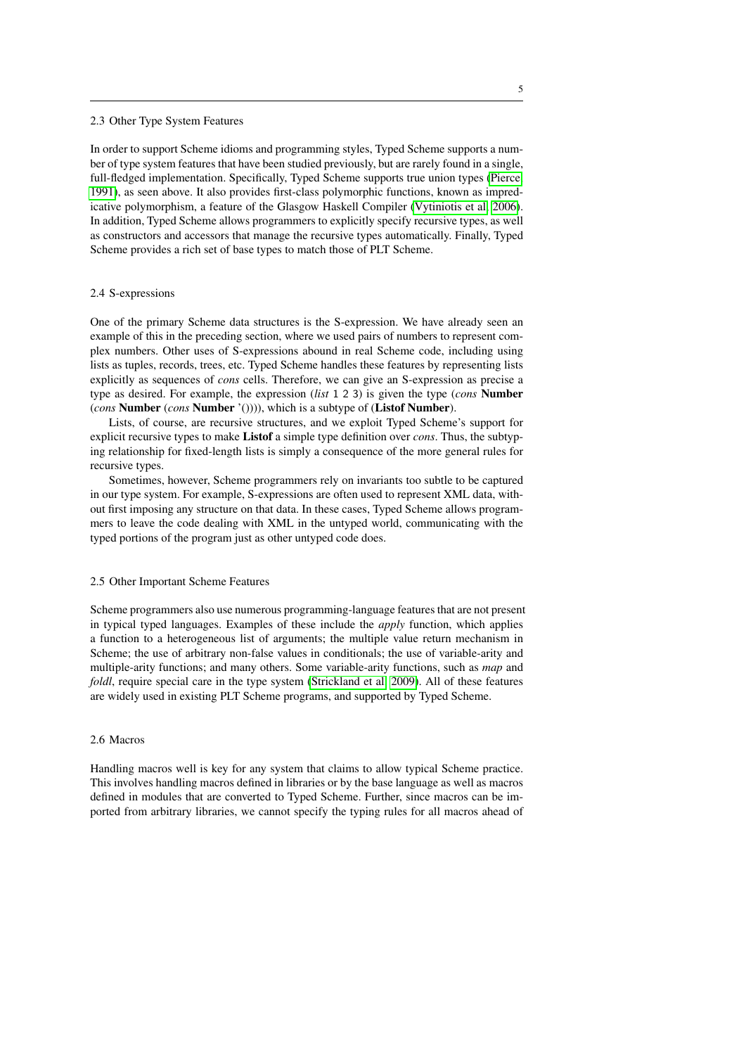### 2.3 Other Type System Features

In order to support Scheme idioms and programming styles, Typed Scheme supports a number of type system features that have been studied previously, but are rarely found in a single, full-fledged implementation. Specifically, Typed Scheme supports true union types (Pierce 1991), as seen above. It also provides first-class polymorphic functions, known as impredicative polymorphism, a feature of the Glasgow Haskell Compiler (Vytiniotis et al 2006). In addition, Typed Scheme allows programmers to explicitly specify recursive types, as well as constructors and accessors that manage the recursive types automatically. Finally, Typed Scheme provides a rich set of base types to match those of PLT Scheme.

### 2.4 S-expressions

One of the primary Scheme data structures is the S-expression. We have already seen an example of this in the preceding section, where we used pairs of numbers to represent complex numbers. Other uses of S-expressions abound in real Scheme code, including using lists as tuples, records, trees, etc. Typed Scheme handles these features by representing lists explicitly as sequences of *cons* cells. Therefore, we can give an S-expression as precise a type as desired. For example, the expression (*list* `1 2 3`) is given the type (*cons* **Number** (*cons* **Number** (*cons* **Number** '()))), which is a subtype of (**Listof Number**).

Lists, of course, are recursive structures, and we exploit Typed Scheme's support for explicit recursive types to make **Listof** a simple type definition over *cons*. Thus, the subtyping relationship for fixed-length lists is simply a consequence of the more general rules for recursive types.

Sometimes, however, Scheme programmers rely on invariants too subtle to be captured in our type system. For example, S-expressions are often used to represent XML data, without first imposing any structure on that data. In these cases, Typed Scheme allows programmers to leave the code dealing with XML in the untyped world, communicating with the typed portions of the program just as other untyped code does.

### 2.5 Other Important Scheme Features

Scheme programmers also use numerous programming-language features that are not present in typical typed languages. Examples of these include the *apply* function, which applies a function to a heterogeneous list of arguments; the multiple value return mechanism in Scheme; the use of arbitrary non-false values in conditionals; the use of variable-arity and multiple-arity functions; and many others. Some variable-arity functions, such as *map* and *foldl*, require special care in the type system (Strickland et al 2009). All of these features are widely used in existing PLT Scheme programs, and supported by Typed Scheme.

### 2.6 Macros

Handling macros well is key for any system that claims to allow typical Scheme practice. This involves handling macros defined in libraries or by the base language as well as macros defined in modules that are converted to Typed Scheme. Further, since macros can be imported from arbitrary libraries, we cannot specify the typing rules for all macros ahead of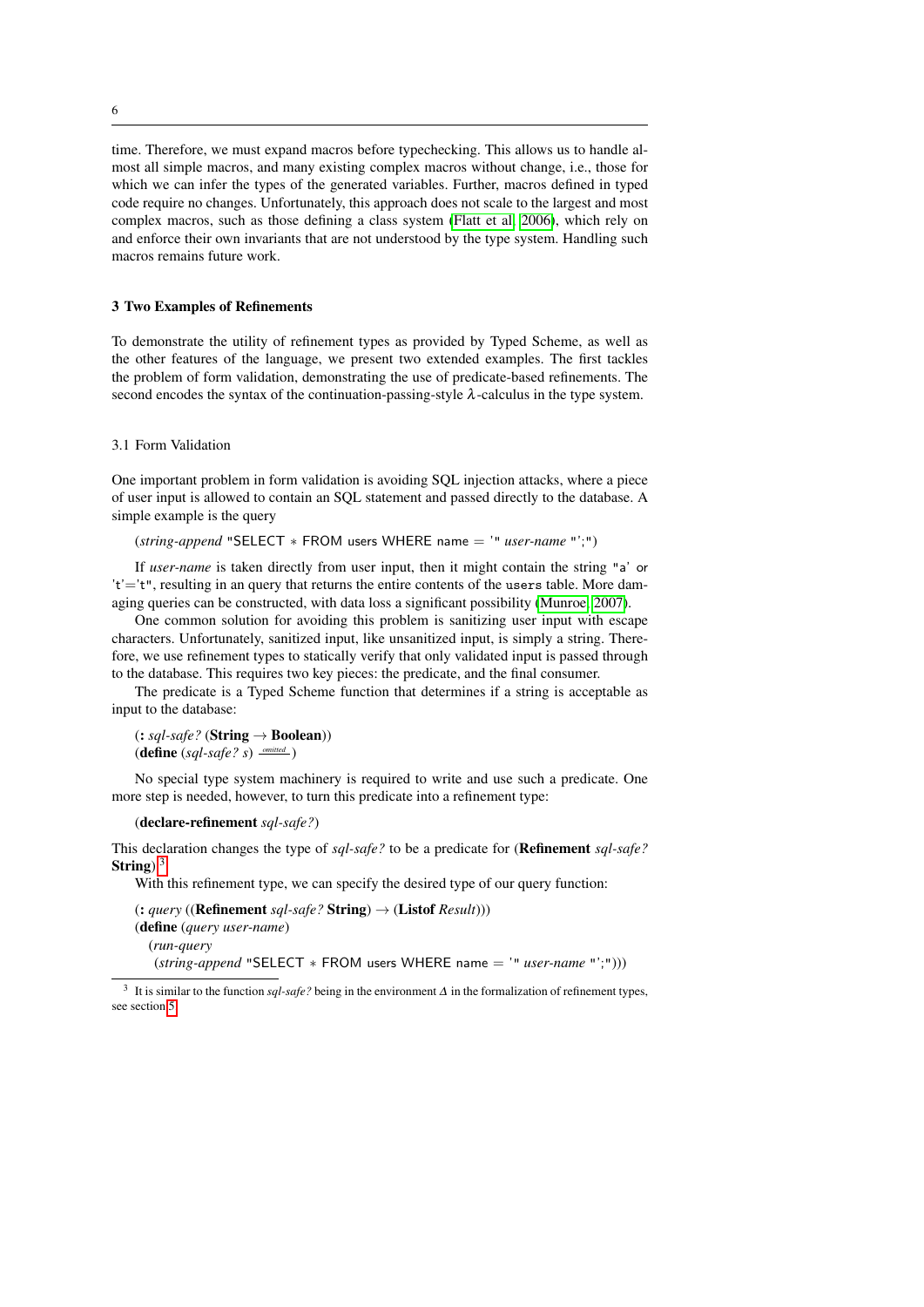time. Therefore, we must expand macros before typechecking. This allows us to handle almost all simple macros, and many existing complex macros without change, i.e., those for which we can infer the types of the generated variables. Further, macros defined in typed code require no changes. Unfortunately, this approach does not scale to the largest and most complex macros, such as those defining a class system (Flatt et al. 2006), which rely on and enforce their own invariants that are not understood by the type system. Handling such macros remains future work.

## 3 Two Examples of Refinements

To demonstrate the utility of refinement types as provided by Typed Scheme, as well as the other features of the language, we present two extended examples. The first tackles the problem of form validation, demonstrating the use of predicate-based refinements. The second encodes the syntax of the continuation-passing-style $\lambda$-calculus in the type system.

### 3.1 Form Validation

One important problem in form validation is avoiding SQL injection attacks, where a piece of user input is allowed to contain an SQL statement and passed directly to the database. A simple example is the query

```
(string-append "SELECT * FROM users WHERE name = '" user-name "';")
```

If *user-name* is taken directly from user input, then it might contain the string `"a' or 't'='t"`, resulting in an query that returns the entire contents of the `users` table. More damaging queries can be constructed, with data loss a significant possibility (Munroe 2007).

One common solution for avoiding this problem is sanitizing user input with escape characters. Unfortunately, sanitized input, like unsanitized input, is simply a string. Therefore, we use refinement types to statically verify that only validated input is passed through to the database. This requires two key pieces: the predicate, and the final consumer.

The predicate is a Typed Scheme function that determines if a string is acceptable as input to the database:

```
(: sql-safe? (String → Boolean))
(define (sql-safe? s) _omitted_)
```

No special type system machinery is required to write and use such a predicate. One more step is needed, however, to turn this predicate into a refinement type:

```
(declare-refinement sql-safe?)
```

This declaration changes the type of *sql-safe?* to be a predicate for (**Refinement** *sql-safe?* **String**).[3]

With this refinement type, we can specify the desired type of our query function:

```
(: query ((Refinement sql-safe? String) → (Listof Result)))
(define (query user-name)
  (run-query
    (string-append "SELECT * FROM users WHERE name = '" user-name "';")))
```

[3] It is similar to the function *sql-safe?* being in the environment $\Delta$ in the formalization of refinement types, see section 5.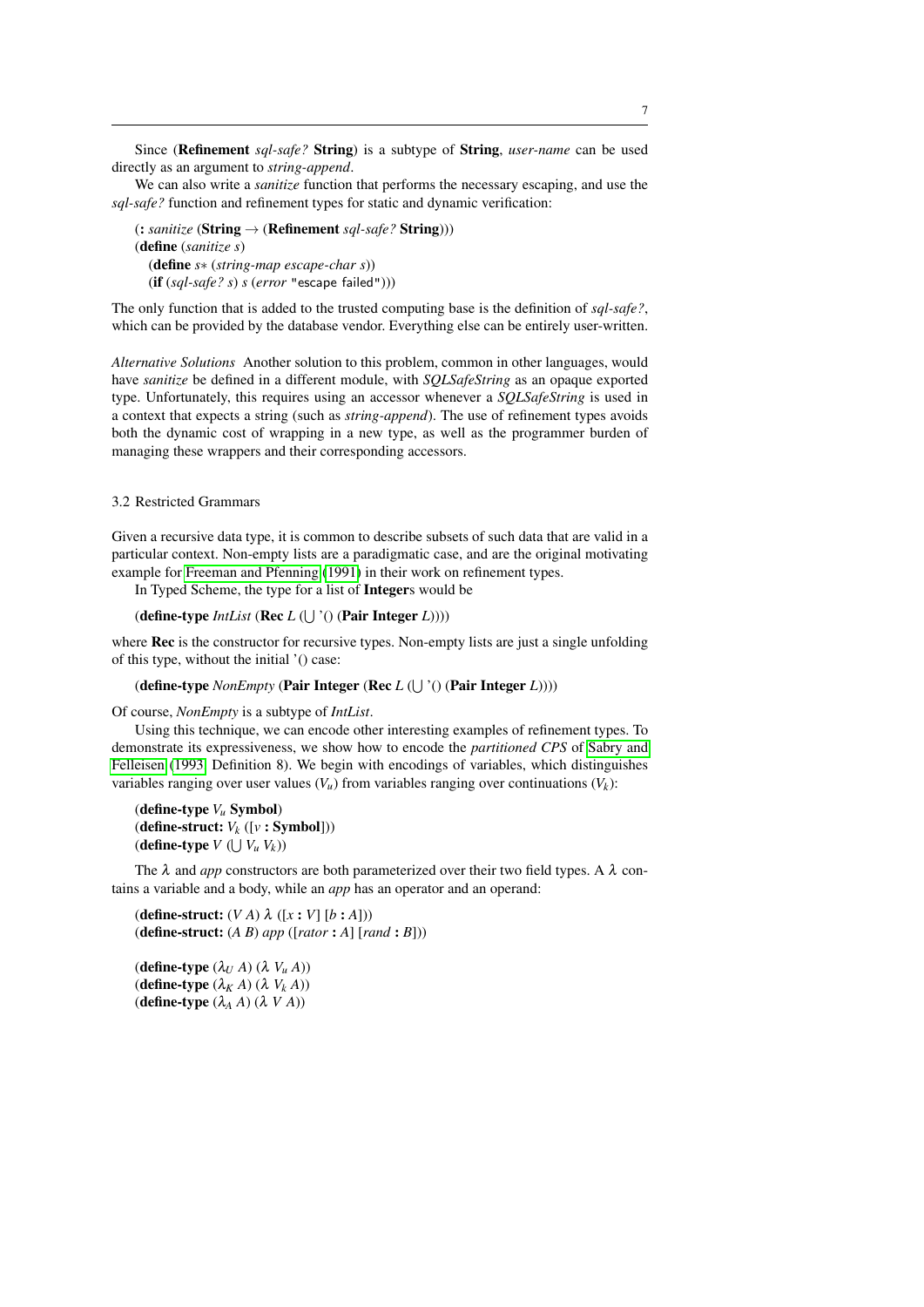Since (**Refinement** *sql-safe?* **String**) is a subtype of **String**, *user-name* can be used directly as an argument to *string-append*.

We can also write a *sanitize* function that performs the necessary escaping, and use the *sql-safe?* function and refinement types for static and dynamic verification:

```
(: sanitize (String → (Refinement sql-safe? String)))
(define (sanitize s)
  (define s* (string-map escape-char s))
  (if (sql-safe? s) s (error "escape failed")))
```

The only function that is added to the trusted computing base is the definition of *sql-safe?*, which can be provided by the database vendor. Everything else can be entirely user-written.

*Alternative Solutions* Another solution to this problem, common in other languages, would have *sanitize* be defined in a different module, with *SQLSafeString* as an opaque exported type. Unfortunately, this requires using an accessor whenever a *SQLSafeString* is used in a context that expects a string (such as *string-append*). The use of refinement types avoids both the dynamic cost of wrapping in a new type, as well as the programmer burden of managing these wrappers and their corresponding accessors.

### 3.2 Restricted Grammars

Given a recursive data type, it is common to describe subsets of such data that are valid in a particular context. Non-empty lists are a paradigmatic case, and are the original motivating example for Freeman and Pfenning (1991) in their work on refinement types.

In Typed Scheme, the type for a list of **Integer**s would be

```
(define-type IntList (Rec L (⋃ '() (Pair Integer L))))
```

where **Rec** is the constructor for recursive types. Non-empty lists are just a single unfolding of this type, without the initial '() case:

```
(define-type NonEmpty (Pair Integer (Rec L (⋃ '() (Pair Integer L)))))
```

Of course, *NonEmpty* is a subtype of *IntList*.

Using this technique, we can encode other interesting examples of refinement types. To demonstrate its expressiveness, we show how to encode the *partitioned CPS* of Sabry and Felleisen (1993, Definition 8). We begin with encodings of variables, which distinguishes variables ranging over user values ($V_u$) from variables ranging over continuations ($V_k$):

```
(define-type V_u Symbol)
(define-struct: V_k ([v : Symbol]))
(define-type V (⋃ V_u V_k))
```

The $\lambda$ and *app* constructors are both parameterized over their two field types. A $\lambda$ contains a variable and a body, while an *app* has an operator and an operand:

```
(define-struct: (V A) λ ([x : V] [b : A]))
(define-struct: (A B) app ([rator : A] [rand : B]))

(define-type (λ_U A) (λ V_u A))
(define-type (λ_K A) (λ V_k A))
(define-type (λ_A A) (λ V A))
```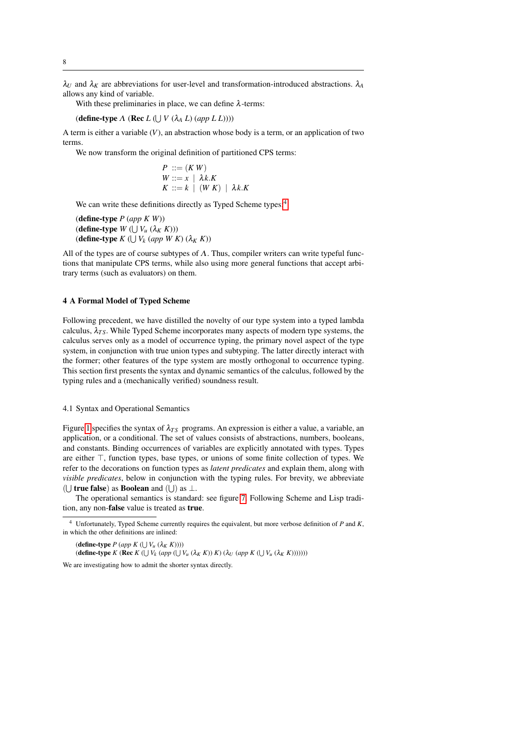$\lambda_U$ and $\lambda_K$ are abbreviations for user-level and transformation-introduced abstractions. $\lambda_\Lambda$ allows any kind of variable.

With these preliminaries in place, we can define $\lambda$-terms:

(**define-type** $\Lambda$ (**Rec** $L$ ($\bigcup$ $V$ ($\lambda_\Lambda$ $L$) (*app* $L$ $L$))))

A term is either a variable ($V$), an abstraction whose body is a term, or an application of two terms.

We now transform the original definition of partitioned CPS terms:

$$
\begin{aligned}
P &::= (K\ W) \\
W &::= x \mid \lambda k.K \\
K &::= k \mid (W\ K) \mid \lambda k.K
\end{aligned}
$$

We can write these definitions directly as Typed Scheme types:[4]

(**define-type** $P$ (*app* $K$ $W$))
(**define-type** $W$ ($\bigcup$ $V_u$ ($\lambda_K$ $K$)))
(**define-type** $K$ ($\bigcup$ $V_k$ (*app* $W$ $K$) ($\lambda_K$ $K$))

All of the types are of course subtypes of $\Lambda$. Thus, compiler writers can write typeful functions that manipulate CPS terms, while also using more general functions that accept arbitrary terms (such as evaluators) on them.

## 4 A Formal Model of Typed Scheme

Following precedent, we have distilled the novelty of our type system into a typed lambda calculus, $\lambda_{TS}$. While Typed Scheme incorporates many aspects of modern type systems, the calculus serves only as a model of occurrence typing, the primary novel aspect of the type system, in conjunction with true union types and subtyping. The latter directly interact with the former; other features of the type system are mostly orthogonal to occurrence typing. This section first presents the syntax and dynamic semantics of the calculus, followed by the typing rules and a (mechanically verified) soundness result.

### 4.1 Syntax and Operational Semantics

Figure 1 specifies the syntax of $\lambda_{TS}$ programs. An expression is either a value, a variable, an application, or a conditional. The set of values consists of abstractions, numbers, booleans, and constants. Binding occurrences of variables are explicitly annotated with types. Types are either $\top$, function types, base types, or unions of some finite collection of types. We refer to the decorations on function types as *latent predicates* and explain them, along with *visible predicates*, below in conjunction with the typing rules. For brevity, we abbreviate ($\bigcup$ **true false**) as **Boolean** and ($\bigcup$) as $\bot$.

The operational semantics is standard: see figure 7. Following Scheme and Lisp tradition, any non-**false** value is treated as **true**.

---

[4] Unfortunately, Typed Scheme currently requires the equivalent, but more verbose definition of $P$ and $K$, in which the other definitions are inlined:

(**define-type** $P$ (*app* $K$ ($\bigcup$ $V_u$ ($\lambda_K$ $K$))))
(**define-type** $K$ (**Rec** $K$ ($\bigcup$ $V_k$ (*app* ($\bigcup$ $V_u$ ($\lambda_K$ $K$)) $K$) ($\lambda_U$ (*app* $K$ ($\bigcup$ $V_u$ ($\lambda_K$ $K$)))))))

We are investigating how to admit the shorter syntax directly.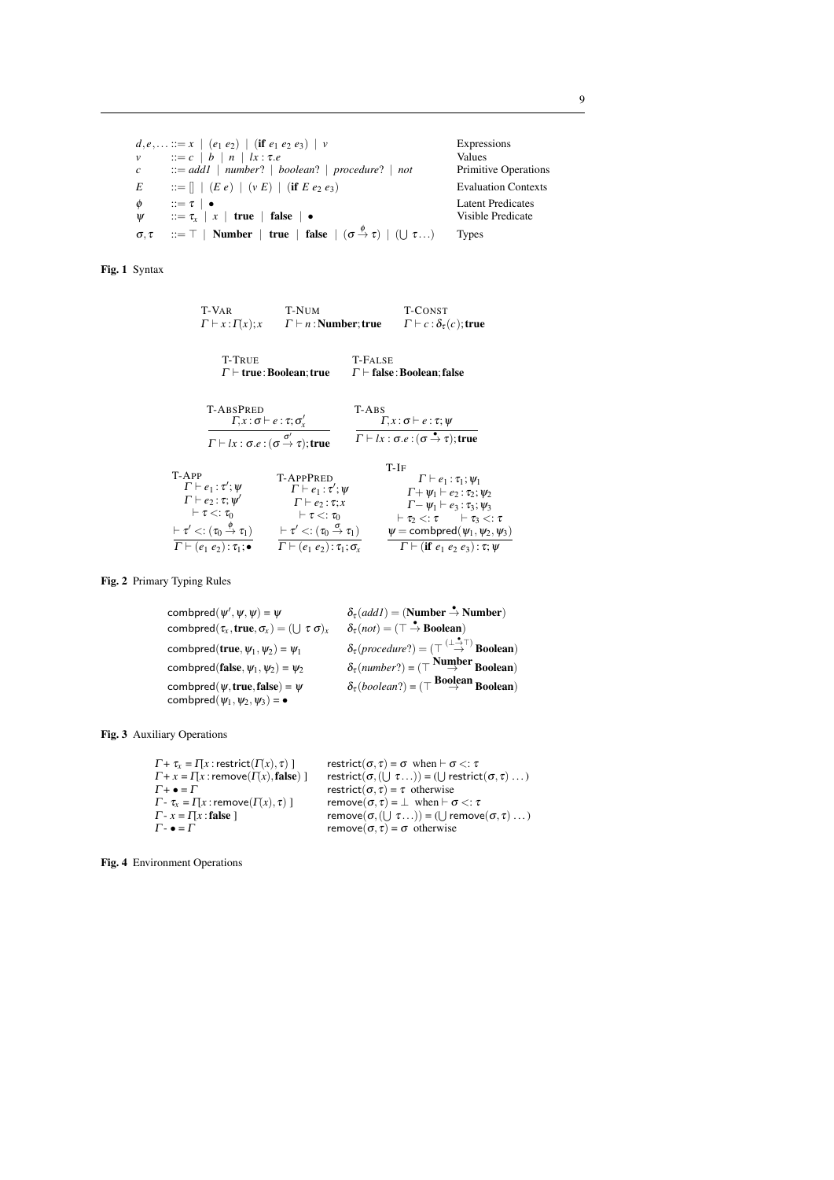$$
\begin{array}{llll}
d, e, \ldots & ::= x \mid (e_1\ e_2) \mid (\textbf{if}\ e_1\ e_2\ e_3) \mid v & & \text{Expressions} \\
v & ::= c \mid b \mid n \mid \lambda x : \tau . e & & \text{Values} \\
c & ::= \mathit{add1} \mid \mathit{number?} \mid \mathit{boolean?} \mid \mathit{procedure?} \mid \mathit{not} & & \text{Primitive Operations} \\
E & ::= [] \mid (E\ e) \mid (v\ E) \mid (\textbf{if}\ E\ e_2\ e_3) & & \text{Evaluation Contexts} \\
\phi & ::= \tau \mid \bullet & & \text{Latent Predicates} \\
\psi & ::= \tau_x \mid x \mid \textbf{true} \mid \textbf{false} \mid \bullet & & \text{Visible Predicate} \\
\sigma, \tau & ::= \top \mid \textbf{Number} \mid \textbf{true} \mid \textbf{false} \mid (\sigma \stackrel{\phi}{\rightarrow} \tau) \mid (\bigcup\ \tau \ldots) & & \text{Types}
\end{array}
$$

**Fig. 1** Syntax

T-VAR: $\Gamma \vdash x : \Gamma(x); x$

T-NUM: $\Gamma \vdash n : \textbf{Number}; \textbf{true}$

T-CONST: $\Gamma \vdash c : \delta_\tau(c); \textbf{true}$

T-TRUE: $\Gamma \vdash \textbf{true} : \textbf{Boolean}; \textbf{true}$

T-FALSE: $\Gamma \vdash \textbf{false} : \textbf{Boolean}; \textbf{false}$

T-ABSPRED:
$$\frac{\Gamma, x : \sigma \vdash e : \tau; \sigma'_x}{\Gamma \vdash \lambda x : \sigma . e : (\sigma \stackrel{\sigma'}{\rightarrow} \tau); \textbf{true}}$$

T-ABS:
$$\frac{\Gamma, x : \sigma \vdash e : \tau; \psi}{\Gamma \vdash \lambda x : \sigma . e : (\sigma \stackrel{\bullet}{\rightarrow} \tau); \textbf{true}}$$

T-APP:
$$\frac{\Gamma \vdash e_1 : \tau'; \psi \quad \Gamma \vdash e_2 : \tau; \psi' \quad \vdash \tau <: \tau_0 \quad \vdash \tau' <: (\tau_0 \stackrel{\phi}{\rightarrow} \tau_1)}{\Gamma \vdash (e_1\ e_2) : \tau_1; \bullet}$$

T-APPPRED:
$$\frac{\Gamma \vdash e_1 : \tau'; \psi \quad \Gamma \vdash e_2 : \tau; x \quad \vdash \tau <: \tau_0 \quad \vdash \tau' <: (\tau_0 \stackrel{\sigma}{\rightarrow} \tau_1)}{\Gamma \vdash (e_1\ e_2) : \tau_1; \sigma_x}$$

T-IF:
$$\frac{\Gamma \vdash e_1 : \tau_1; \psi_1 \quad \Gamma + \psi_1 \vdash e_2 : \tau_2; \psi_2 \quad \Gamma - \psi_1 \vdash e_3 : \tau_3; \psi_3 \quad \vdash \tau_2 <: \tau \quad \vdash \tau_3 <: \tau \quad \psi = \mathsf{combpred}(\psi_1, \psi_2, \psi_3)}{\Gamma \vdash (\textbf{if}\ e_1\ e_2\ e_3) : \tau; \psi}$$

**Fig. 2** Primary Typing Rules

$$
\begin{array}{ll}
\mathsf{combpred}(\psi', \psi, \psi) = \psi & \delta_\tau(\mathit{add1}) = (\textbf{Number} \stackrel{\bullet}{\rightarrow} \textbf{Number}) \\
\mathsf{combpred}(\tau_x, \textbf{true}, \sigma_x) = (\bigcup\ \tau\ \sigma)_x & \delta_\tau(\mathit{not}) = (\top \stackrel{\bullet}{\rightarrow} \textbf{Boolean}) \\
\mathsf{combpred}(\textbf{true}, \psi_1, \psi_2) = \psi_1 & \delta_\tau(\mathit{procedure?}) = (\top \stackrel{(\bot \stackrel{\bullet}{\rightarrow} \top)}{\rightarrow} \textbf{Boolean}) \\
\mathsf{combpred}(\textbf{false}, \psi_1, \psi_2) = \psi_2 & \delta_\tau(\mathit{number?}) = (\top \stackrel{\textbf{Number}}{\rightarrow} \textbf{Boolean}) \\
\mathsf{combpred}(\psi, \textbf{true}, \textbf{false}) = \psi & \delta_\tau(\mathit{boolean?}) = (\top \stackrel{\textbf{Boolean}}{\rightarrow} \textbf{Boolean}) \\
\mathsf{combpred}(\psi_1, \psi_2, \psi_3) = \bullet &
\end{array}
$$

**Fig. 3** Auxiliary Operations

$$
\begin{array}{ll}
\Gamma + \tau_x = \Gamma[x : \mathsf{restrict}(\Gamma(x), \tau)\ ] & \mathsf{restrict}(\sigma, \tau) = \sigma \ \text{ when} \vdash \sigma <: \tau \\
\Gamma + x = \Gamma[x : \mathsf{remove}(\Gamma(x), \textbf{false})\ ] & \mathsf{restrict}(\sigma, (\bigcup\ \tau \ldots)) = (\bigcup\ \mathsf{restrict}(\sigma, \tau)\ \ldots) \\
\Gamma + \bullet = \Gamma & \mathsf{restrict}(\sigma, \tau) = \tau \ \text{ otherwise} \\
\Gamma - \tau_x = \Gamma[x : \mathsf{remove}(\Gamma(x), \tau)\ ] & \mathsf{remove}(\sigma, \tau) = \bot \ \text{ when} \vdash \sigma <: \tau \\
\Gamma - x = \Gamma[x : \textbf{false}\ ] & \mathsf{remove}(\sigma, (\bigcup\ \tau \ldots)) = (\bigcup\ \mathsf{remove}(\sigma, \tau)\ \ldots) \\
\Gamma - \bullet = \Gamma & \mathsf{remove}(\sigma, \tau) = \sigma \ \text{ otherwise}
\end{array}
$$

**Fig. 4** Environment Operations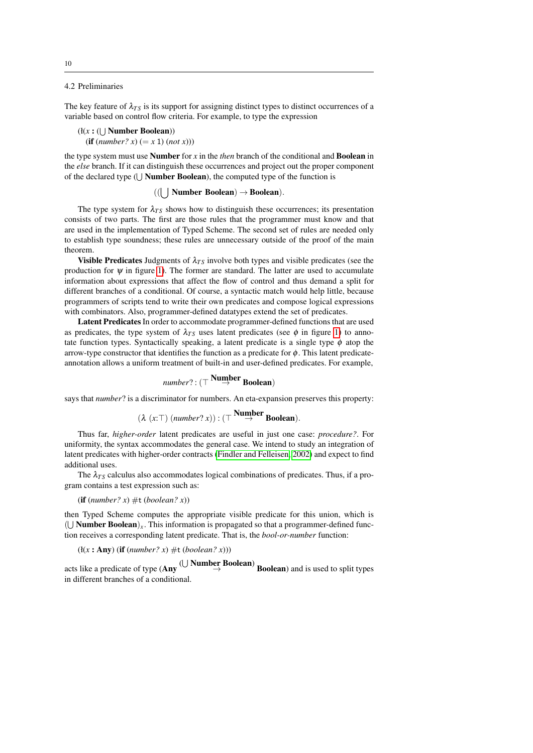## 4.2 Preliminaries

The key feature of $\lambda_{TS}$ is its support for assigning distinct types to distinct occurrences of a variable based on control flow criteria. For example, to type the expression

```
(λ(x : (⋃ Number Boolean))
  (if (number? x) (= x 1) (not x)))
```

the type system must use **Number** for $x$ in the *then* branch of the conditional and **Boolean** in the *else* branch. If it can distinguish these occurrences and project out the proper component of the declared type ($\bigcup$ **Number Boolean**), the computed type of the function is

$$((\bigcup \textbf{Number Boolean}) \rightarrow \textbf{Boolean}).$$

The type system for $\lambda_{TS}$ shows how to distinguish these occurrences; its presentation consists of two parts. The first are those rules that the programmer must know and that are used in the implementation of Typed Scheme. The second set of rules are needed only to establish type soundness; these rules are unnecessary outside of the proof of the main theorem.

**Visible Predicates** Judgments of $\lambda_{TS}$ involve both types and visible predicates (see the production for $\psi$ in figure 1). The former are standard. The latter are used to accumulate information about expressions that affect the flow of control and thus demand a split for different branches of a conditional. Of course, a syntactic match would help little, because programmers of scripts tend to write their own predicates and compose logical expressions with combinators. Also, programmer-defined datatypes extend the set of predicates.

**Latent Predicates** In order to accommodate programmer-defined functions that are used as predicates, the type system of $\lambda_{TS}$ uses latent predicates (see $\phi$ in figure 1) to annotate function types. Syntactically speaking, a latent predicate is a single type $\phi$ atop the arrow-type constructor that identifies the function as a predicate for $\phi$. This latent predicate-annotation allows a uniform treatment of built-in and user-defined predicates. For example,

$$number? : (\top \overset{\textbf{Number}}{\rightarrow} \textbf{Boolean})$$

says that *number?* is a discriminator for numbers. An eta-expansion preserves this property:

$$(\lambda\ (x{:}\top)\ (number?\ x)) : (\top \overset{\textbf{Number}}{\rightarrow} \textbf{Boolean}).$$

Thus far, *higher-order* latent predicates are useful in just one case: *procedure?*. For uniformity, the syntax accommodates the general case. We intend to study an integration of latent predicates with higher-order contracts (Findler and Felleisen, 2002) and expect to find additional uses.

The $\lambda_{TS}$ calculus also accommodates logical combinations of predicates. Thus, if a program contains a test expression such as:

```
(if (number? x) #t (boolean? x))
```

then Typed Scheme computes the appropriate visible predicate for this union, which is $(\bigcup \textbf{Number Boolean})_x$. This information is propagated so that a programmer-defined function receives a corresponding latent predicate. That is, the *bool-or-number* function:

```
(λ(x : Any) (if (number? x) #t (boolean? x)))
```

acts like a predicate of type $(\textbf{Any} \overset{(\bigcup \textbf{Number Boolean})}{\rightarrow} \textbf{Boolean})$ and is used to split types in different branches of a conditional.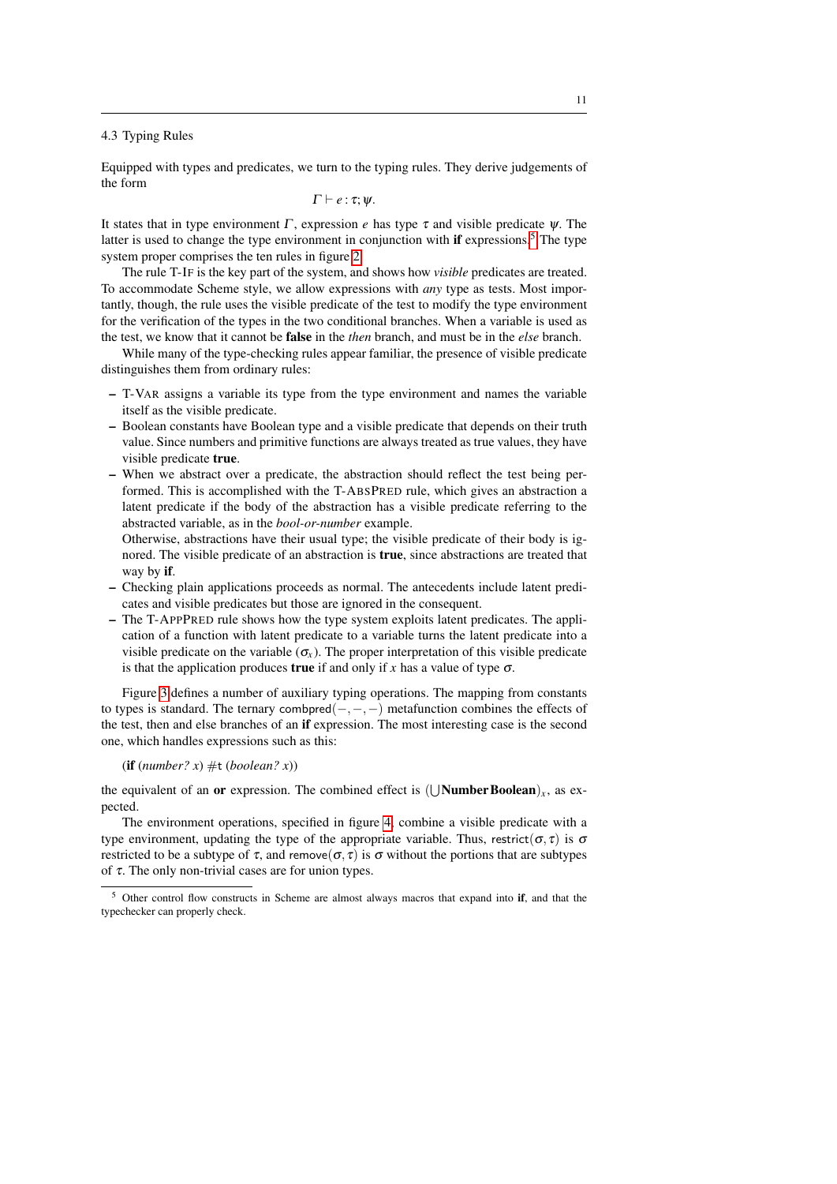### 4.3 Typing Rules

Equipped with types and predicates, we turn to the typing rules. They derive judgements of the form

$$\Gamma \vdash e : \tau; \psi.$$

It states that in type environment $\Gamma$, expression $e$ has type $\tau$ and visible predicate $\psi$. The latter is used to change the type environment in conjunction with **if** expressions.[5] The type system proper comprises the ten rules in figure 2.

The rule T-IF is the key part of the system, and shows how *visible* predicates are treated. To accommodate Scheme style, we allow expressions with *any* type as tests. Most importantly, though, the rule uses the visible predicate of the test to modify the type environment for the verification of the types in the two conditional branches. When a variable is used as the test, we know that it cannot be **false** in the *then* branch, and must be in the *else* branch.

While many of the type-checking rules appear familiar, the presence of visible predicate distinguishes them from ordinary rules:

- T-VAR assigns a variable its type from the type environment and names the variable itself as the visible predicate.
- Boolean constants have Boolean type and a visible predicate that depends on their truth value. Since numbers and primitive functions are always treated as true values, they have visible predicate **true**.
- When we abstract over a predicate, the abstraction should reflect the test being performed. This is accomplished with the T-ABSPRED rule, which gives an abstraction a latent predicate if the body of the abstraction has a visible predicate referring to the abstracted variable, as in the *bool-or-number* example.
  Otherwise, abstractions have their usual type; the visible predicate of their body is ignored. The visible predicate of an abstraction is **true**, since abstractions are treated that way by **if**.
- Checking plain applications proceeds as normal. The antecedents include latent predicates and visible predicates but those are ignored in the consequent.
- The T-APPPRED rule shows how the type system exploits latent predicates. The application of a function with latent predicate to a variable turns the latent predicate into a visible predicate on the variable ($\sigma_x$). The proper interpretation of this visible predicate is that the application produces **true** if and only if $x$ has a value of type $\sigma$.

Figure 3 defines a number of auxiliary typing operations. The mapping from constants to types is standard. The ternary $\mathsf{combpred}(-,-,-)$ metafunction combines the effects of the test, then and else branches of an **if** expression. The most interesting case is the second one, which handles expressions such as this:

(**if** (*number?* *x*) #t (*boolean?* *x*))

the equivalent of an **or** expression. The combined effect is $(\bigcup \textbf{Number}\,\textbf{Boolean})_x$, as expected.

The environment operations, specified in figure 4, combine a visible predicate with a type environment, updating the type of the appropriate variable. Thus, $\mathsf{restrict}(\sigma,\tau)$ is $\sigma$ restricted to be a subtype of $\tau$, and $\mathsf{remove}(\sigma,\tau)$ is $\sigma$ without the portions that are subtypes of $\tau$. The only non-trivial cases are for union types.

[5] Other control flow constructs in Scheme are almost always macros that expand into **if**, and that the typechecker can properly check.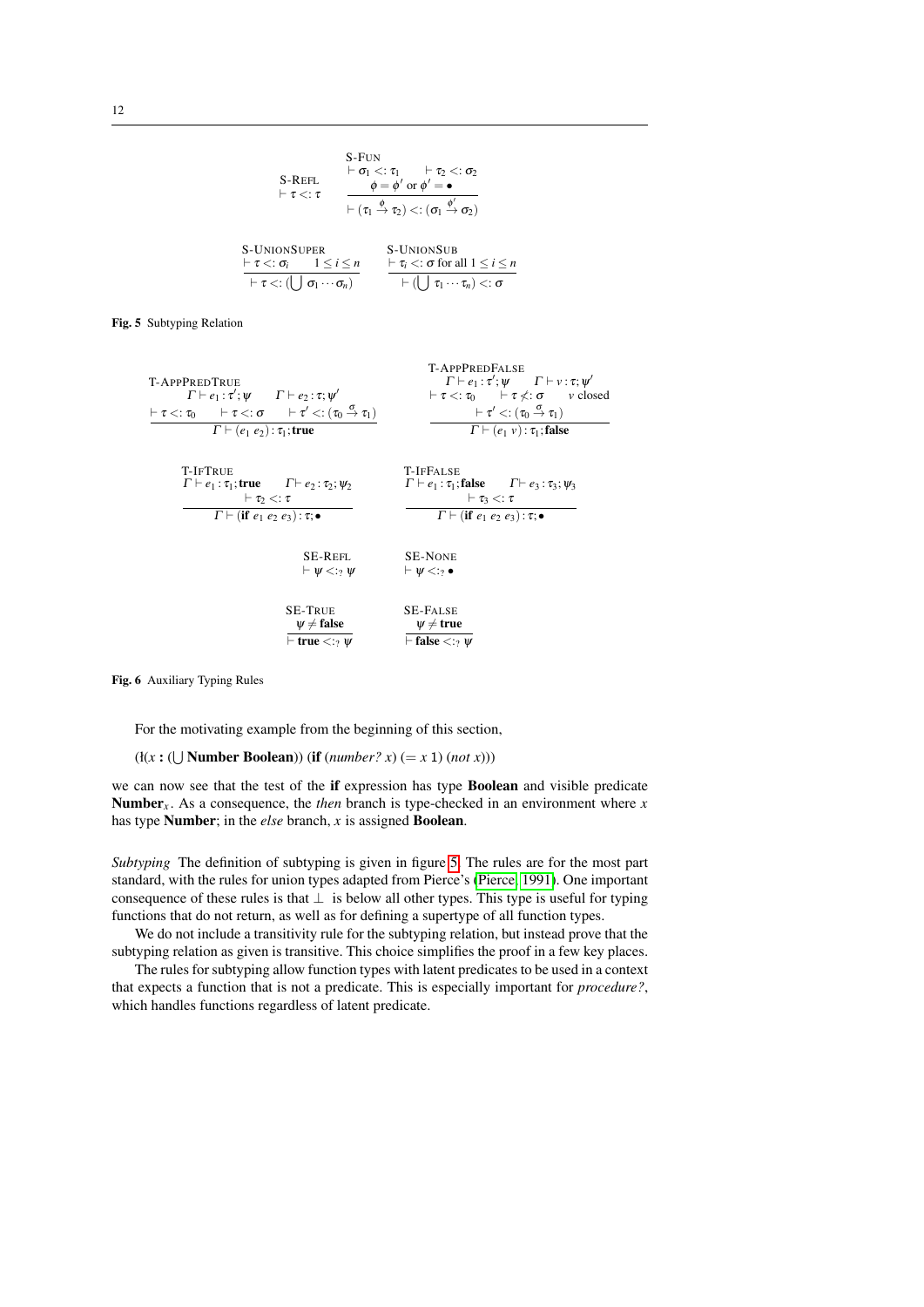$$\textsc{S-Refl}\quad \vdash \tau <: \tau \qquad\qquad \textsc{S-Fun}\quad \frac{\vdash \sigma_1 <: \tau_1 \quad \vdash \tau_2 <: \sigma_2 \quad \phi = \phi' \text{ or } \phi' = \bullet}{\vdash (\tau_1 \xrightarrow{\phi} \tau_2) <: (\sigma_1 \xrightarrow{\phi'} \sigma_2)}$$

$$\textsc{S-UnionSuper}\quad \frac{\vdash \tau <: \sigma_i \quad 1 \leq i \leq n}{\vdash \tau <: (\bigcup\ \sigma_1 \cdots \sigma_n)} \qquad\qquad \textsc{S-UnionSub}\quad \frac{\vdash \tau_i <: \sigma \text{ for all } 1 \leq i \leq n}{\vdash (\bigcup\ \tau_1 \cdots \tau_n) <: \sigma}$$

**Fig. 5** Subtyping Relation

$$\textsc{T-AppPredTrue}\quad \frac{\Gamma \vdash e_1 : \tau'; \psi \quad \Gamma \vdash e_2 : \tau; \psi' \quad \vdash \tau <: \tau_0 \quad \vdash \tau <: \sigma \quad \vdash \tau' <: (\tau_0 \xrightarrow{\sigma} \tau_1)}{\Gamma \vdash (e_1\ e_2) : \tau_1; \mathbf{true}}$$

$$\textsc{T-AppPredFalse}\quad \frac{\Gamma \vdash e_1 : \tau'; \psi \quad \Gamma \vdash v : \tau; \psi' \quad \vdash \tau <: \tau_0 \quad \vdash \tau \not<: \sigma \quad v \text{ closed} \quad \vdash \tau' <: (\tau_0 \xrightarrow{\sigma} \tau_1)}{\Gamma \vdash (e_1\ v) : \tau_1; \mathbf{false}}$$

$$\textsc{T-IfTrue}\quad \frac{\Gamma \vdash e_1 : \tau_1; \mathbf{true} \quad \Gamma \vdash e_2 : \tau_2; \psi_2 \quad \vdash \tau_2 <: \tau}{\Gamma \vdash (\mathbf{if}\ e_1\ e_2\ e_3) : \tau; \bullet} \qquad \textsc{T-IfFalse}\quad \frac{\Gamma \vdash e_1 : \tau_1; \mathbf{false} \quad \Gamma \vdash e_3 : \tau_3; \psi_3 \quad \vdash \tau_3 <: \tau}{\Gamma \vdash (\mathbf{if}\ e_1\ e_2\ e_3) : \tau; \bullet}$$

$$\textsc{SE-Refl}\quad \vdash \psi <:_? \psi \qquad\qquad \textsc{SE-None}\quad \vdash \psi <:_? \bullet$$

$$\textsc{SE-True}\quad \frac{\psi \neq \mathbf{false}}{\vdash \mathbf{true} <:_? \psi} \qquad\qquad \textsc{SE-False}\quad \frac{\psi \neq \mathbf{true}}{\vdash \mathbf{false} <:_? \psi}$$

**Fig. 6** Auxiliary Typing Rules

For the motivating example from the beginning of this section,

($\lambda$($x$ : ($\bigcup$ **Number Boolean**)) (**if** (*number?* $x$) ($= x$ 1) (*not* $x$)))

we can now see that the test of the **if** expression has type **Boolean** and visible predicate $\mathbf{Number}_x$. As a consequence, the *then* branch is type-checked in an environment where $x$ has type **Number**; in the *else* branch, $x$ is assigned **Boolean**.

*Subtyping* The definition of subtyping is given in figure 5. The rules are for the most part standard, with the rules for union types adapted from Pierce's (Pierce, 1991). One important consequence of these rules is that $\bot$ is below all other types. This type is useful for typing functions that do not return, as well as for defining a supertype of all function types.

We do not include a transitivity rule for the subtyping relation, but instead prove that the subtyping relation as given is transitive. This choice simplifies the proof in a few key places.

The rules for subtyping allow function types with latent predicates to be used in a context that expects a function that is not a predicate. This is especially important for *procedure?*, which handles functions regardless of latent predicate.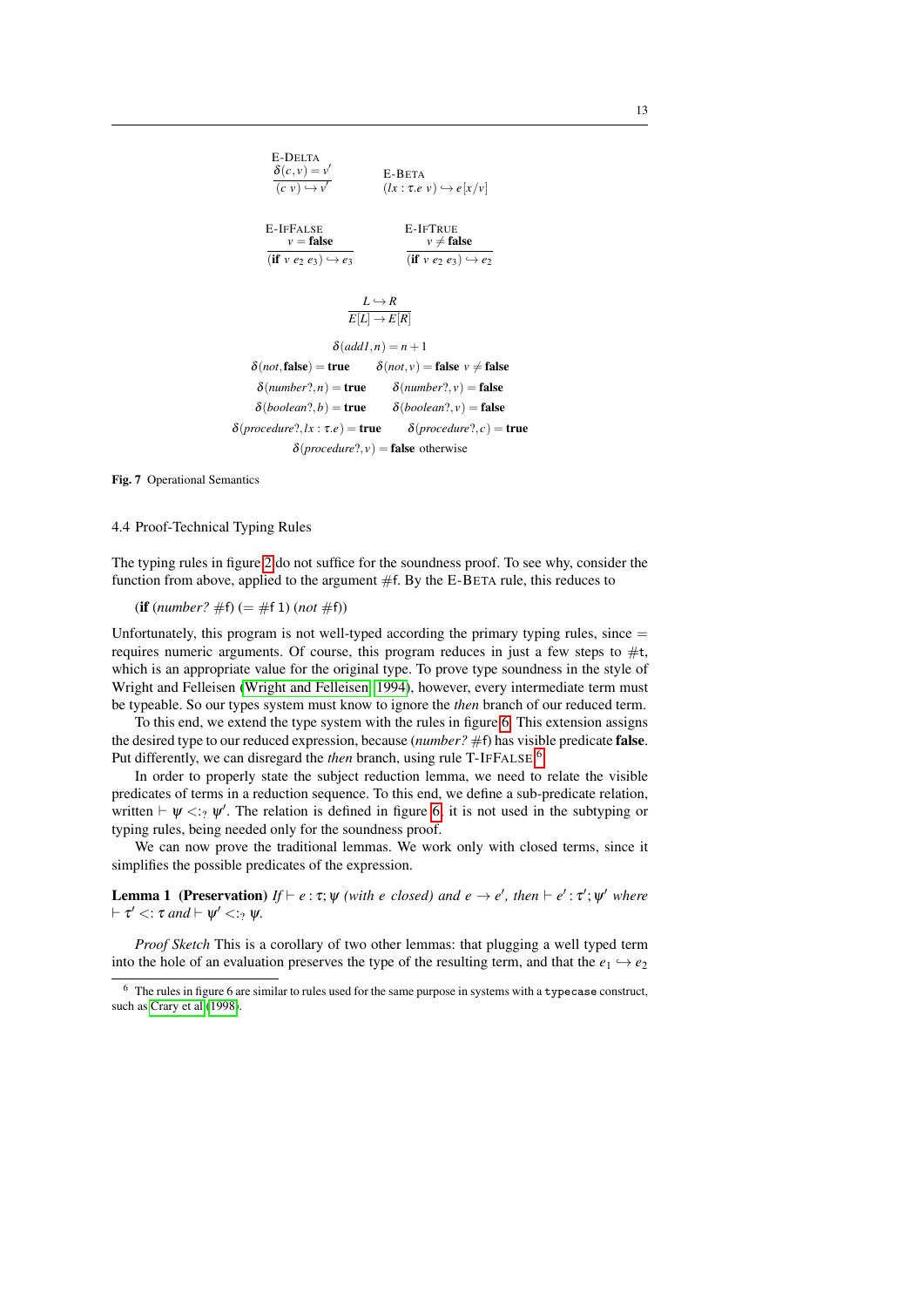$$\frac{\delta(c,v) = v'}{(c\ v) \hookrightarrow v'}\ \text{E-DELTA} \qquad (\lambda x:\tau.e\ v) \hookrightarrow e[x/v]\ \text{E-BETA}$$

$$\frac{v = \textbf{false}}{(\textbf{if}\ v\ e_2\ e_3) \hookrightarrow e_3}\ \text{E-IFFALSE} \qquad \frac{v \neq \textbf{false}}{(\textbf{if}\ v\ e_2\ e_3) \hookrightarrow e_2}\ \text{E-IFTRUE}$$

$$\frac{L \hookrightarrow R}{E[L] \to E[R]}$$

$$\delta(add1, n) = n + 1$$

$$\delta(not, \textbf{false}) = \textbf{true} \qquad \delta(not, v) = \textbf{false}\ \ v \neq \textbf{false}$$

$$\delta(number?, n) = \textbf{true} \qquad \delta(number?, v) = \textbf{false}$$

$$\delta(boolean?, b) = \textbf{true} \qquad \delta(boolean?, v) = \textbf{false}$$

$$\delta(procedure?, \lambda x:\tau.e) = \textbf{true} \qquad \delta(procedure?, c) = \textbf{true}$$

$$\delta(procedure?, v) = \textbf{false}\ \text{otherwise}$$

**Fig. 7** Operational Semantics

### 4.4 Proof-Technical Typing Rules

The typing rules in figure 2 do not suffice for the soundness proof. To see why, consider the function from above, applied to the argument #f. By the E-BETA rule, this reduces to

(**if** (*number?* #f) (= #f 1) (*not* #f))

Unfortunately, this program is not well-typed according the primary typing rules, since = requires numeric arguments. Of course, this program reduces in just a few steps to #t, which is an appropriate value for the original type. To prove type soundness in the style of Wright and Felleisen (Wright and Felleisen, 1994), however, every intermediate term must be typeable. So our types system must know to ignore the *then* branch of our reduced term.

To this end, we extend the type system with the rules in figure 6. This extension assigns the desired type to our reduced expression, because (*number?* #f) has visible predicate **false**. Put differently, we can disregard the *then* branch, using rule T-IFFALSE.[6]

In order to properly state the subject reduction lemma, we need to relate the visible predicates of terms in a reduction sequence. To this end, we define a sub-predicate relation, written $\vdash \psi <:_? \psi'$. The relation is defined in figure 6; it is not used in the subtyping or typing rules, being needed only for the soundness proof.

We can now prove the traditional lemmas. We work only with closed terms, since it simplifies the possible predicates of the expression.

**Lemma 1 (Preservation)** *If $\vdash e : \tau; \psi$ (with $e$ closed) and $e \to e'$, then $\vdash e' : \tau'; \psi'$ where $\vdash \tau' <: \tau$ and $\vdash \psi' <:_? \psi$.*

*Proof Sketch* This is a corollary of two other lemmas: that plugging a well typed term into the hole of an evaluation preserves the type of the resulting term, and that the $e_1 \hookrightarrow e_2$

[6] The rules in figure 6 are similar to rules used for the same purpose in systems with a `typecase` construct, such as Crary et al (1998).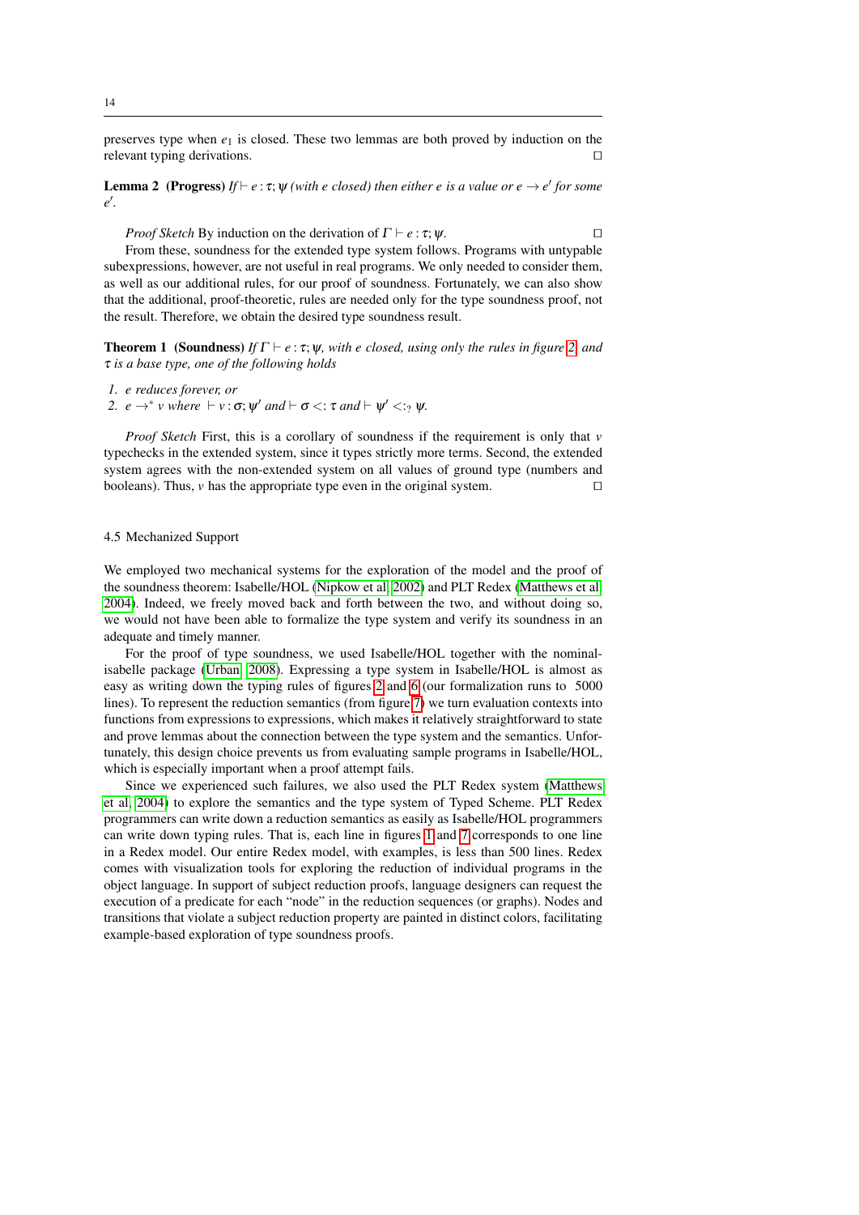preserves type when $e_1$ is closed. These two lemmas are both proved by induction on the relevant typing derivations. □

**Lemma 2 (Progress)** *If* $\vdash e : \tau; \psi$ *(with e closed) then either e is a value or* $e \to e'$ *for some* $e'$.

*Proof Sketch* By induction on the derivation of $\Gamma \vdash e : \tau; \psi$. □

From these, soundness for the extended type system follows. Programs with untypable subexpressions, however, are not useful in real programs. We only needed to consider them, as well as our additional rules, for our proof of soundness. Fortunately, we can also show that the additional, proof-theoretic, rules are needed only for the type soundness proof, not the result. Therefore, we obtain the desired type soundness result.

**Theorem 1 (Soundness)** *If* $\Gamma \vdash e : \tau; \psi$*, with e closed, using only the rules in figure 2, and* $\tau$ *is a base type, one of the following holds*

1. *e reduces forever, or*
2. $e \to^* v$ *where* $\vdash v : \sigma; \psi'$ *and* $\vdash \sigma <: \tau$ *and* $\vdash \psi' <:_? \psi$.

*Proof Sketch* First, this is a corollary of soundness if the requirement is only that $v$ typechecks in the extended system, since it types strictly more terms. Second, the extended system agrees with the non-extended system on all values of ground type (numbers and booleans). Thus, $v$ has the appropriate type even in the original system. □

### 4.5 Mechanized Support

We employed two mechanical systems for the exploration of the model and the proof of the soundness theorem: Isabelle/HOL (Nipkow et al 2002) and PLT Redex (Matthews et al 2004). Indeed, we freely moved back and forth between the two, and without doing so, we would not have been able to formalize the type system and verify its soundness in an adequate and timely manner.

For the proof of type soundness, we used Isabelle/HOL together with the nominal-isabelle package (Urban 2008). Expressing a type system in Isabelle/HOL is almost as easy as writing down the typing rules of figures 2 and 6 (our formalization runs to 5000 lines). To represent the reduction semantics (from figure 7) we turn evaluation contexts into functions from expressions to expressions, which makes it relatively straightforward to state and prove lemmas about the connection between the type system and the semantics. Unfortunately, this design choice prevents us from evaluating sample programs in Isabelle/HOL, which is especially important when a proof attempt fails.

Since we experienced such failures, we also used the PLT Redex system (Matthews et al 2004) to explore the semantics and the type system of Typed Scheme. PLT Redex programmers can write down a reduction semantics as easily as Isabelle/HOL programmers can write down typing rules. That is, each line in figures 1 and 7 corresponds to one line in a Redex model. Our entire Redex model, with examples, is less than 500 lines. Redex comes with visualization tools for exploring the reduction of individual programs in the object language. In support of subject reduction proofs, language designers can request the execution of a predicate for each "node" in the reduction sequences (or graphs). Nodes and transitions that violate a subject reduction property are painted in distinct colors, facilitating example-based exploration of type soundness proofs.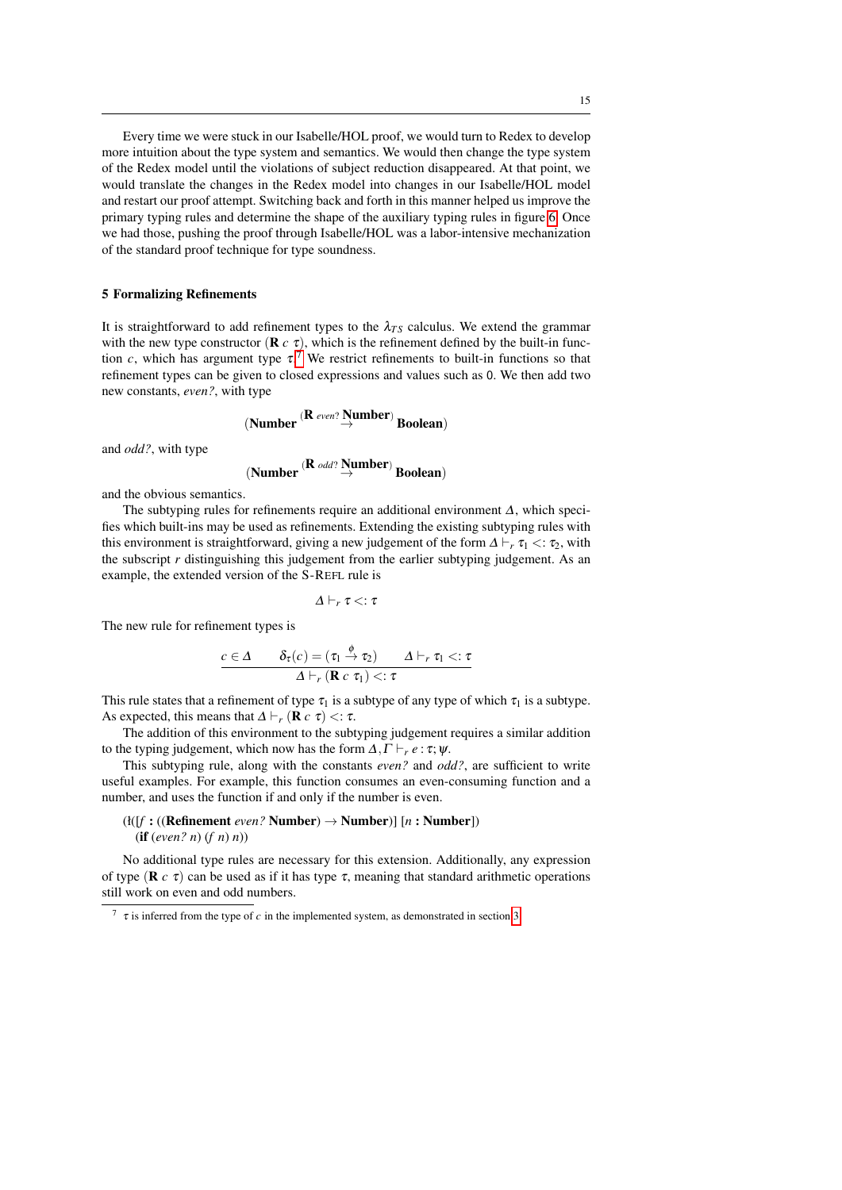Every time we were stuck in our Isabelle/HOL proof, we would turn to Redex to develop more intuition about the type system and semantics. We would then change the type system of the Redex model until the violations of subject reduction disappeared. At that point, we would translate the changes in the Redex model into changes in our Isabelle/HOL model and restart our proof attempt. Switching back and forth in this manner helped us improve the primary typing rules and determine the shape of the auxiliary typing rules in figure 6. Once we had those, pushing the proof through Isabelle/HOL was a labor-intensive mechanization of the standard proof technique for type soundness.

## 5 Formalizing Refinements

It is straightforward to add refinement types to the $\lambda_{TS}$ calculus. We extend the grammar with the new type constructor $(\mathbf{R}\ c\ \tau)$, which is the refinement defined by the built-in function $c$, which has argument type $\tau$.[7] We restrict refinements to built-in functions so that refinement types can be given to closed expressions and values such as 0. We then add two new constants, *even?*, with type

$$(\mathbf{Number} \xrightarrow{(\mathbf{R}\ even?\ \mathbf{Number})} \mathbf{Boolean})$$

and *odd?*, with type

$$(\mathbf{Number} \xrightarrow{(\mathbf{R}\ odd?\ \mathbf{Number})} \mathbf{Boolean})$$

and the obvious semantics.

The subtyping rules for refinements require an additional environment $\Delta$, which specifies which built-ins may be used as refinements. Extending the existing subtyping rules with this environment is straightforward, giving a new judgement of the form $\Delta \vdash_r \tau_1 <: \tau_2$, with the subscript $r$ distinguishing this judgement from the earlier subtyping judgement. As an example, the extended version of the S-REFL rule is

$$\Delta \vdash_r \tau <: \tau$$

The new rule for refinement types is

$$\frac{c \in \Delta \qquad \delta_\tau(c) = (\tau_1 \xrightarrow{\phi} \tau_2) \qquad \Delta \vdash_r \tau_1 <: \tau}{\Delta \vdash_r (\mathbf{R}\ c\ \tau_1) <: \tau}$$

This rule states that a refinement of type $\tau_1$ is a subtype of any type of which $\tau_1$ is a subtype. As expected, this means that $\Delta \vdash_r (\mathbf{R}\ c\ \tau) <: \tau$.

The addition of this environment to the subtyping judgement requires a similar addition to the typing judgement, which now has the form $\Delta, \Gamma \vdash_r e : \tau; \psi$.

This subtyping rule, along with the constants *even?* and *odd?*, are sufficient to write useful examples. For example, this function consumes an even-consuming function and a number, and uses the function if and only if the number is even.

```
(λ([f : ((Refinement even? Number) → Number)] [n : Number])
  (if (even? n) (f n) n))
```

No additional type rules are necessary for this extension. Additionally, any expression of type $(\mathbf{R}\ c\ \tau)$ can be used as if it has type $\tau$, meaning that standard arithmetic operations still work on even and odd numbers.

---

[7] $\tau$ is inferred from the type of $c$ in the implemented system, as demonstrated in section 3.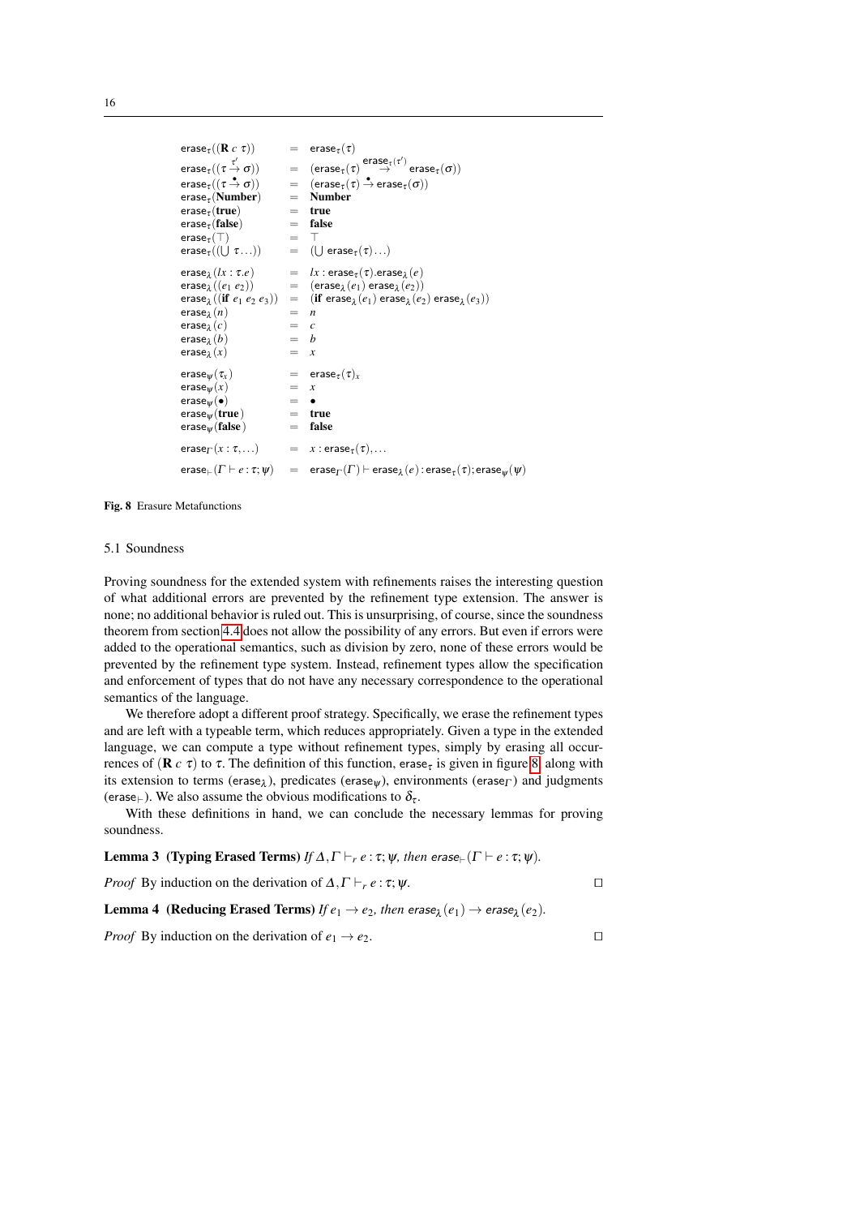$$
\begin{array}{lcl}
\mathsf{erase}_\tau((\mathbf{R}\ c\ \tau)) & = & \mathsf{erase}_\tau(\tau) \\
\mathsf{erase}_\tau((\tau \xrightarrow{\tau'} \sigma)) & = & (\mathsf{erase}_\tau(\tau) \xrightarrow{\mathsf{erase}_\tau(\tau')} \mathsf{erase}_\tau(\sigma)) \\
\mathsf{erase}_\tau((\tau \xrightarrow{\bullet} \sigma)) & = & (\mathsf{erase}_\tau(\tau) \xrightarrow{\bullet} \mathsf{erase}_\tau(\sigma)) \\
\mathsf{erase}_\tau(\mathbf{Number}) & = & \mathbf{Number} \\
\mathsf{erase}_\tau(\mathbf{true}) & = & \mathbf{true} \\
\mathsf{erase}_\tau(\mathbf{false}) & = & \mathbf{false} \\
\mathsf{erase}_\tau(\top) & = & \top \\
\mathsf{erase}_\tau((\bigcup\ \tau \ldots)) & = & (\bigcup\ \mathsf{erase}_\tau(\tau) \ldots) \\
\\
\mathsf{erase}_\lambda(lx:\tau.e) & = & lx:\mathsf{erase}_\tau(\tau).\mathsf{erase}_\lambda(e) \\
\mathsf{erase}_\lambda((e_1\ e_2)) & = & (\mathsf{erase}_\lambda(e_1)\ \mathsf{erase}_\lambda(e_2)) \\
\mathsf{erase}_\lambda((\mathbf{if}\ e_1\ e_2\ e_3)) & = & (\mathbf{if}\ \mathsf{erase}_\lambda(e_1)\ \mathsf{erase}_\lambda(e_2)\ \mathsf{erase}_\lambda(e_3)) \\
\mathsf{erase}_\lambda(n) & = & n \\
\mathsf{erase}_\lambda(c) & = & c \\
\mathsf{erase}_\lambda(b) & = & b \\
\mathsf{erase}_\lambda(x) & = & x \\
\\
\mathsf{erase}_\psi(\tau_x) & = & \mathsf{erase}_\tau(\tau)_x \\
\mathsf{erase}_\psi(x) & = & x \\
\mathsf{erase}_\psi(\bullet) & = & \bullet \\
\mathsf{erase}_\psi(\mathbf{true}) & = & \mathbf{true} \\
\mathsf{erase}_\psi(\mathbf{false}) & = & \mathbf{false} \\
\\
\mathsf{erase}_\Gamma(x:\tau,\ldots) & = & x:\mathsf{erase}_\tau(\tau),\ldots \\
\\
\mathsf{erase}_\vdash(\Gamma \vdash e:\tau;\psi) & = & \mathsf{erase}_\Gamma(\Gamma) \vdash \mathsf{erase}_\lambda(e) : \mathsf{erase}_\tau(\tau); \mathsf{erase}_\psi(\psi)
\end{array}
$$

**Fig. 8** Erasure Metafunctions

### 5.1 Soundness

Proving soundness for the extended system with refinements raises the interesting question of what additional errors are prevented by the refinement type extension. The answer is none; no additional behavior is ruled out. This is unsurprising, of course, since the soundness theorem from section 4.4 does not allow the possibility of any errors. But even if errors were added to the operational semantics, such as division by zero, none of these errors would be prevented by the refinement type system. Instead, refinement types allow the specification and enforcement of types that do not have any necessary correspondence to the operational semantics of the language.

We therefore adopt a different proof strategy. Specifically, we erase the refinement types and are left with a typeable term, which reduces appropriately. Given a type in the extended language, we can compute a type without refinement types, simply by erasing all occurrences of $(\mathbf{R}\ c\ \tau)$ to $\tau$. The definition of this function, $\mathsf{erase}_\tau$ is given in figure 8, along with its extension to terms ($\mathsf{erase}_\lambda$), predicates ($\mathsf{erase}_\psi$), environments ($\mathsf{erase}_\Gamma$) and judgments ($\mathsf{erase}_\vdash$). We also assume the obvious modifications to $\delta_\tau$.

With these definitions in hand, we can conclude the necessary lemmas for proving soundness.

**Lemma 3 (Typing Erased Terms)** *If $\Delta,\Gamma \vdash_r e:\tau;\psi$, then $\mathsf{erase}_\vdash(\Gamma \vdash e:\tau;\psi)$.*

*Proof* By induction on the derivation of $\Delta,\Gamma \vdash_r e:\tau;\psi$. □

**Lemma 4 (Reducing Erased Terms)** *If $e_1 \rightarrow e_2$, then $\mathsf{erase}_\lambda(e_1) \rightarrow \mathsf{erase}_\lambda(e_2)$.*

*Proof* By induction on the derivation of $e_1 \rightarrow e_2$. □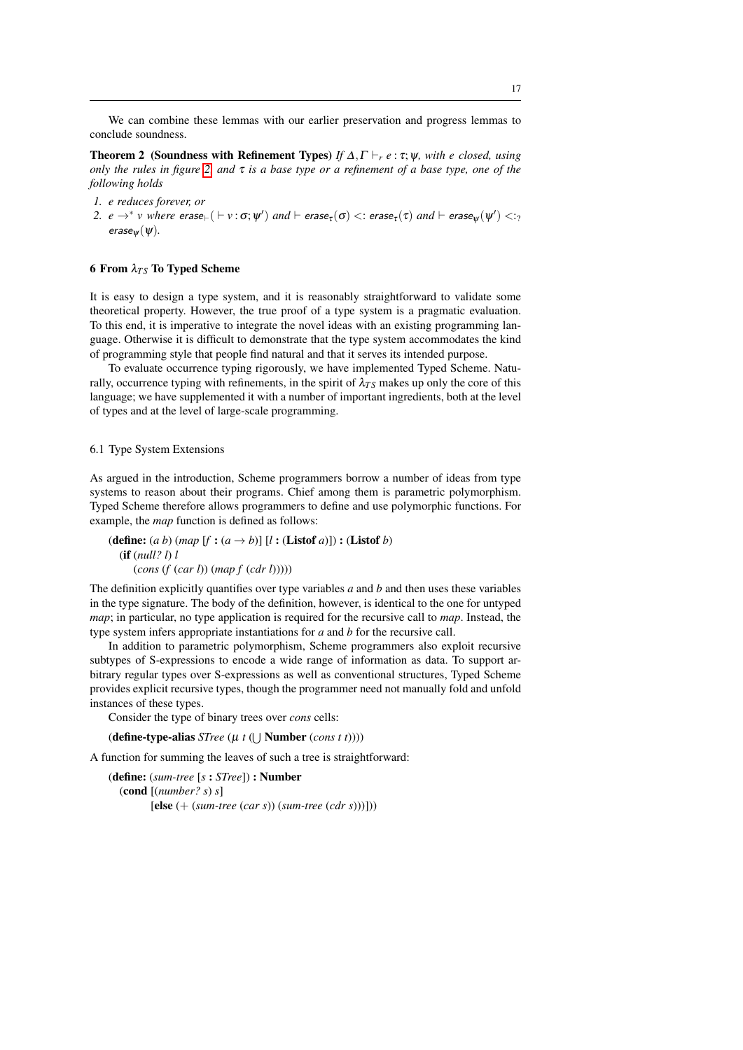We can combine these lemmas with our earlier preservation and progress lemmas to conclude soundness.

**Theorem 2 (Soundness with Refinement Types)** *If $\Delta, \Gamma \vdash_r e : \tau; \psi$, with $e$ closed, using only the rules in figure 2, and $\tau$ is a base type or a refinement of a base type, one of the following holds*

1. *$e$ reduces forever, or*
2. *$e \rightarrow^* v$ where $\mathsf{erase}_\vdash(\vdash v : \sigma; \psi')$ and $\vdash \mathsf{erase}_\tau(\sigma) <: \mathsf{erase}_\tau(\tau)$ and $\vdash \mathsf{erase}_\psi(\psi') <:_? \mathsf{erase}_\psi(\psi)$.*

## 6 From $\lambda_{TS}$ To Typed Scheme

It is easy to design a type system, and it is reasonably straightforward to validate some theoretical property. However, the true proof of a type system is a pragmatic evaluation. To this end, it is imperative to integrate the novel ideas with an existing programming language. Otherwise it is difficult to demonstrate that the type system accommodates the kind of programming style that people find natural and that it serves its intended purpose.

To evaluate occurrence typing rigorously, we have implemented Typed Scheme. Naturally, occurrence typing with refinements, in the spirit of $\lambda_{TS}$ makes up only the core of this language; we have supplemented it with a number of important ingredients, both at the level of types and at the level of large-scale programming.

### 6.1 Type System Extensions

As argued in the introduction, Scheme programmers borrow a number of ideas from type systems to reason about their programs. Chief among them is parametric polymorphism. Typed Scheme therefore allows programmers to define and use polymorphic functions. For example, the *map* function is defined as follows:

```
(define: (a b) (map [f : (a → b)] [l : (Listof a)]) : (Listof b)
  (if (null? l) l
      (cons (f (car l)) (map f (cdr l)))))
```

The definition explicitly quantifies over type variables *a* and *b* and then uses these variables in the type signature. The body of the definition, however, is identical to the one for untyped *map*; in particular, no type application is required for the recursive call to *map*. Instead, the type system infers appropriate instantiations for *a* and *b* for the recursive call.

In addition to parametric polymorphism, Scheme programmers also exploit recursive subtypes of S-expressions to encode a wide range of information as data. To support arbitrary regular types over S-expressions as well as conventional structures, Typed Scheme provides explicit recursive types, though the programmer need not manually fold and unfold instances of these types.

Consider the type of binary trees over *cons* cells:

```
(define-type-alias STree (μ t (⋃ Number (cons t t))))
```

A function for summing the leaves of such a tree is straightforward:

```
(define: (sum-tree [s : STree]) : Number
  (cond [(number? s) s]
        [else (+ (sum-tree (car s)) (sum-tree (cdr s)))]))
```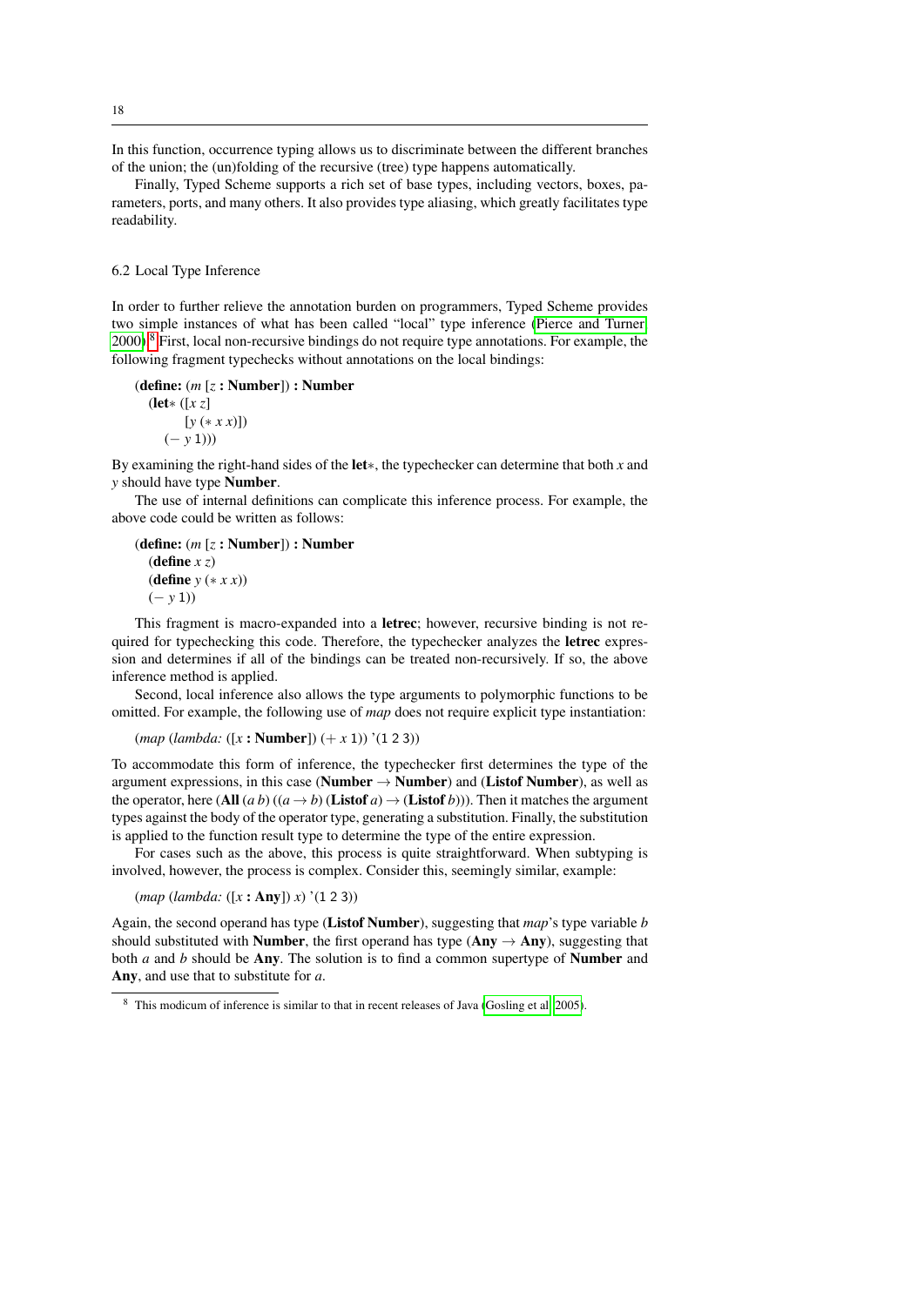In this function, occurrence typing allows us to discriminate between the different branches of the union; the (un)folding of the recursive (tree) type happens automatically.

Finally, Typed Scheme supports a rich set of base types, including vectors, boxes, parameters, ports, and many others. It also provides type aliasing, which greatly facilitates type readability.

## 6.2 Local Type Inference

In order to further relieve the annotation burden on programmers, Typed Scheme provides two simple instances of what has been called "local" type inference (Pierce and Turner, 2000).[8] First, local non-recursive bindings do not require type annotations. For example, the following fragment typechecks without annotations on the local bindings:

```
(define: (m [z : Number]) : Number
  (let* ([x z]
         [y (* x x)])
    (- y 1)))
```

By examining the right-hand sides of the **let***, the typechecker can determine that both *x* and *y* should have type **Number**.

The use of internal definitions can complicate this inference process. For example, the above code could be written as follows:

```
(define: (m [z : Number]) : Number
  (define x z)
  (define y (* x x))
  (- y 1))
```

This fragment is macro-expanded into a **letrec**; however, recursive binding is not required for typechecking this code. Therefore, the typechecker analyzes the **letrec** expression and determines if all of the bindings can be treated non-recursively. If so, the above inference method is applied.

Second, local inference also allows the type arguments to polymorphic functions to be omitted. For example, the following use of *map* does not require explicit type instantiation:

```
(map (lambda: ([x : Number]) (+ x 1)) '(1 2 3))
```

To accommodate this form of inference, the typechecker first determines the type of the argument expressions, in this case (**Number** $\rightarrow$ **Number**) and (**Listof Number**), as well as the operator, here (**All** $(a\ b)$ $((a \rightarrow b)$ (**Listof** $a$) $\rightarrow$ (**Listof** $b$))). Then it matches the argument types against the body of the operator type, generating a substitution. Finally, the substitution is applied to the function result type to determine the type of the entire expression.

For cases such as the above, this process is quite straightforward. When subtyping is involved, however, the process is complex. Consider this, seemingly similar, example:

```
(map (lambda: ([x : Any]) x) '(1 2 3))
```

Again, the second operand has type (**Listof Number**), suggesting that *map*'s type variable *b* should substituted with **Number**, the first operand has type (**Any** $\rightarrow$ **Any**), suggesting that both *a* and *b* should be **Any**. The solution is to find a common supertype of **Number** and **Any**, and use that to substitute for *a*.

---

[8] This modicum of inference is similar to that in recent releases of Java (Gosling et al, 2005).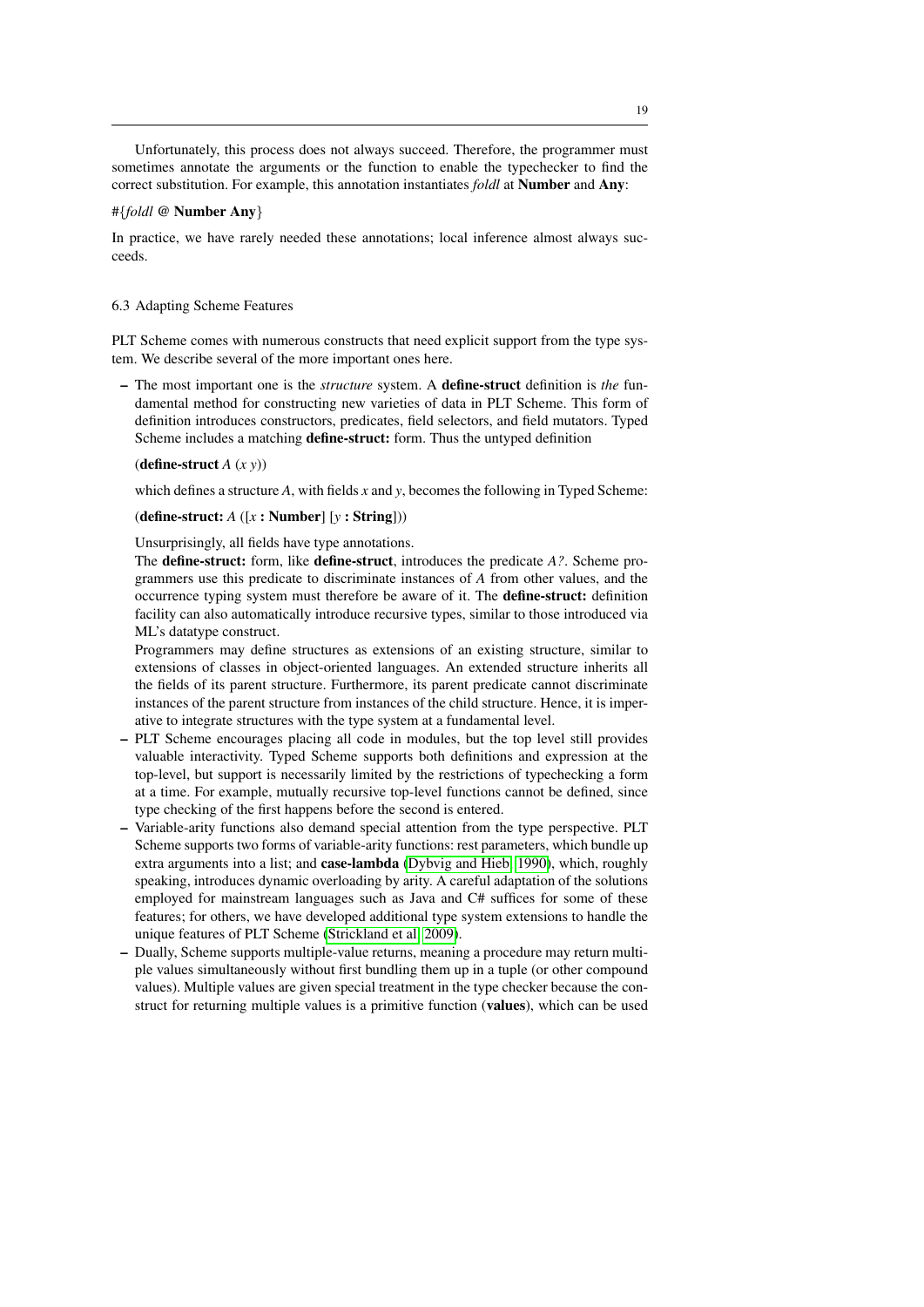Unfortunately, this process does not always succeed. Therefore, the programmer must sometimes annotate the arguments or the function to enable the typechecker to find the correct substitution. For example, this annotation instantiates *foldl* at **Number** and **Any**:

#{*foldl* @ **Number Any**}

In practice, we have rarely needed these annotations; local inference almost always succeeds.

### 6.3 Adapting Scheme Features

PLT Scheme comes with numerous constructs that need explicit support from the type system. We describe several of the more important ones here.

– The most important one is the *structure* system. A **define-struct** definition is *the* fundamental method for constructing new varieties of data in PLT Scheme. This form of definition introduces constructors, predicates, field selectors, and field mutators. Typed Scheme includes a matching **define-struct:** form. Thus the untyped definition

  (**define-struct** *A* (*x y*))

  which defines a structure *A*, with fields *x* and *y*, becomes the following in Typed Scheme:

  (**define-struct:** *A* ([*x* **: Number**] [*y* **: String**]))

  Unsurprisingly, all fields have type annotations.
  The **define-struct:** form, like **define-struct**, introduces the predicate *A?*. Scheme programmers use this predicate to discriminate instances of *A* from other values, and the occurrence typing system must therefore be aware of it. The **define-struct:** definition facility can also automatically introduce recursive types, similar to those introduced via ML's datatype construct.
  Programmers may define structures as extensions of an existing structure, similar to extensions of classes in object-oriented languages. An extended structure inherits all the fields of its parent structure. Furthermore, its parent predicate cannot discriminate instances of the parent structure from instances of the child structure. Hence, it is imperative to integrate structures with the type system at a fundamental level.
– PLT Scheme encourages placing all code in modules, but the top level still provides valuable interactivity. Typed Scheme supports both definitions and expression at the top-level, but support is necessarily limited by the restrictions of typechecking a form at a time. For example, mutually recursive top-level functions cannot be defined, since type checking of the first happens before the second is entered.
– Variable-arity functions also demand special attention from the type perspective. PLT Scheme supports two forms of variable-arity functions: rest parameters, which bundle up extra arguments into a list; and **case-lambda** (Dybvig and Hieb 1990), which, roughly speaking, introduces dynamic overloading by arity. A careful adaptation of the solutions employed for mainstream languages such as Java and C# suffices for some of these features; for others, we have developed additional type system extensions to handle the unique features of PLT Scheme (Strickland et al. 2009).
– Dually, Scheme supports multiple-value returns, meaning a procedure may return multiple values simultaneously without first bundling them up in a tuple (or other compound values). Multiple values are given special treatment in the type checker because the construct for returning multiple values is a primitive function (**values**), which can be used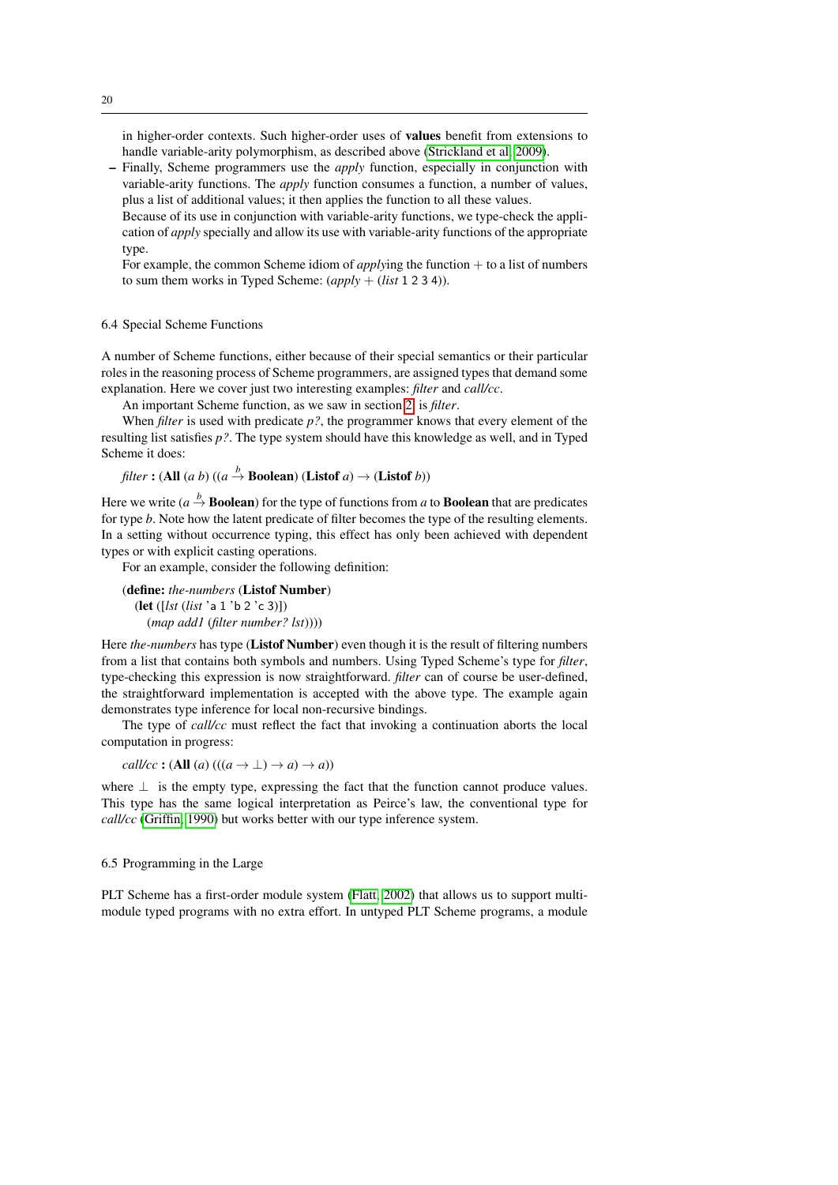in higher-order contexts. Such higher-order uses of **values** benefit from extensions to handle variable-arity polymorphism, as described above (Strickland et al, 2009).

– Finally, Scheme programmers use the *apply* function, especially in conjunction with variable-arity functions. The *apply* function consumes a function, a number of values, plus a list of additional values; it then applies the function to all these values.
  Because of its use in conjunction with variable-arity functions, we type-check the application of *apply* specially and allow its use with variable-arity functions of the appropriate type.
  For example, the common Scheme idiom of *apply*ing the function + to a list of numbers to sum them works in Typed Scheme: (*apply* + (*list* 1 2 3 4)).

### 6.4 Special Scheme Functions

A number of Scheme functions, either because of their special semantics or their particular roles in the reasoning process of Scheme programmers, are assigned types that demand some explanation. Here we cover just two interesting examples: *filter* and *call/cc*.

An important Scheme function, as we saw in section 2, is *filter*.

When *filter* is used with predicate *p?*, the programmer knows that every element of the resulting list satisfies *p?*. The type system should have this knowledge as well, and in Typed Scheme it does:

*filter* **:** (**All** ($a$ $b$) (($a \stackrel{b}{\rightarrow}$ **Boolean**) (**Listof** $a$) $\rightarrow$ (**Listof** $b$))

Here we write ($a \stackrel{b}{\rightarrow}$ **Boolean**) for the type of functions from $a$ to **Boolean** that are predicates for type $b$. Note how the latent predicate of filter becomes the type of the resulting elements. In a setting without occurrence typing, this effect has only been achieved with dependent types or with explicit casting operations.

For an example, consider the following definition:

```
(define: the-numbers (Listof Number)
  (let ([lst (list 'a 1 'b 2 'c 3)])
    (map add1 (filter number? lst))))
```

Here *the-numbers* has type (**Listof Number**) even though it is the result of filtering numbers from a list that contains both symbols and numbers. Using Typed Scheme's type for *filter*, type-checking this expression is now straightforward. *filter* can of course be user-defined, the straightforward implementation is accepted with the above type. The example again demonstrates type inference for local non-recursive bindings.

The type of *call/cc* must reflect the fact that invoking a continuation aborts the local computation in progress:

*call/cc* **:** (**All** ($a$) ((($a \rightarrow \bot$) $\rightarrow a$) $\rightarrow a$))

where $\bot$ is the empty type, expressing the fact that the function cannot produce values. This type has the same logical interpretation as Peirce's law, the conventional type for *call/cc* (Griffin, 1990) but works better with our type inference system.

### 6.5 Programming in the Large

PLT Scheme has a first-order module system (Flatt, 2002) that allows us to support multi-module typed programs with no extra effort. In untyped PLT Scheme programs, a module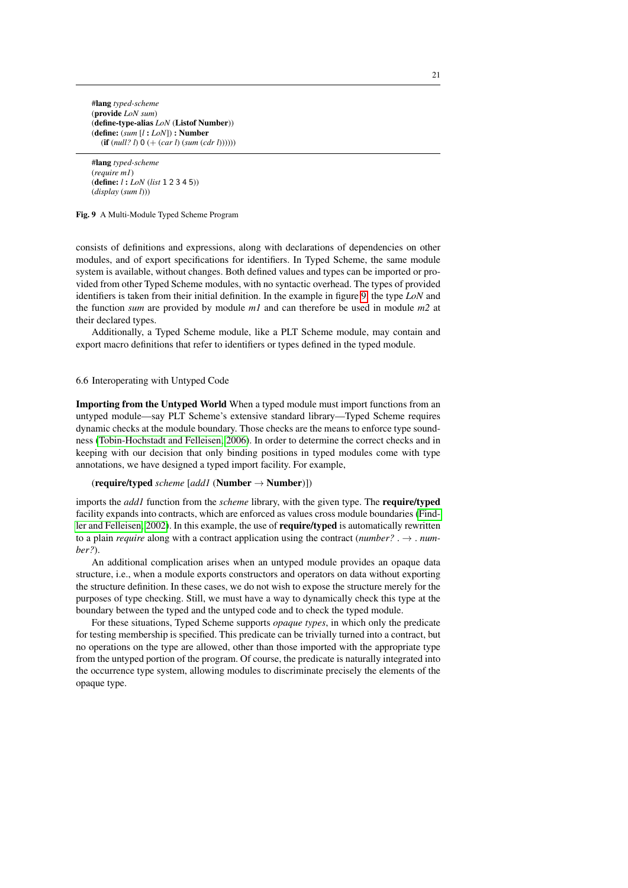```
#lang typed-scheme
(provide LoN sum)
(define-type-alias LoN (Listof Number))
(define: (sum [l : LoN]) : Number
  (if (null? l) 0 (+ (car l) (sum (cdr l))))))
```

```
#lang typed-scheme
(require m1)
(define: l : LoN (list 1 2 3 4 5))
(display (sum l)))
```

**Fig. 9** A Multi-Module Typed Scheme Program

consists of definitions and expressions, along with declarations of dependencies on other modules, and of export specifications for identifiers. In Typed Scheme, the same module system is available, without changes. Both defined values and types can be imported or provided from other Typed Scheme modules, with no syntactic overhead. The types of provided identifiers is taken from their initial definition. In the example in figure 9, the type *LoN* and the function *sum* are provided by module *m1* and can therefore be used in module *m2* at their declared types.

Additionally, a Typed Scheme module, like a PLT Scheme module, may contain and export macro definitions that refer to identifiers or types defined in the typed module.

### 6.6 Interoperating with Untyped Code

**Importing from the Untyped World** When a typed module must import functions from an untyped module—say PLT Scheme's extensive standard library—Typed Scheme requires dynamic checks at the module boundary. Those checks are the means to enforce type soundness (Tobin-Hochstadt and Felleisen, 2006). In order to determine the correct checks and in keeping with our decision that only binding positions in typed modules come with type annotations, we have designed a typed import facility. For example,

(**require/typed** *scheme* [*add1* (**Number** $\rightarrow$ **Number**)])

imports the *add1* function from the *scheme* library, with the given type. The **require/typed** facility expands into contracts, which are enforced as values cross module boundaries (Findler and Felleisen, 2002). In this example, the use of **require/typed** is automatically rewritten to a plain *require* along with a contract application using the contract (*number?* . $\rightarrow$ . *number?*).

An additional complication arises when an untyped module provides an opaque data structure, i.e., when a module exports constructors and operators on data without exporting the structure definition. In these cases, we do not wish to expose the structure merely for the purposes of type checking. Still, we must have a way to dynamically check this type at the boundary between the typed and the untyped code and to check the typed module.

For these situations, Typed Scheme supports *opaque types*, in which only the predicate for testing membership is specified. This predicate can be trivially turned into a contract, but no operations on the type are allowed, other than those imported with the appropriate type from the untyped portion of the program. Of course, the predicate is naturally integrated into the occurrence type system, allowing modules to discriminate precisely the elements of the opaque type.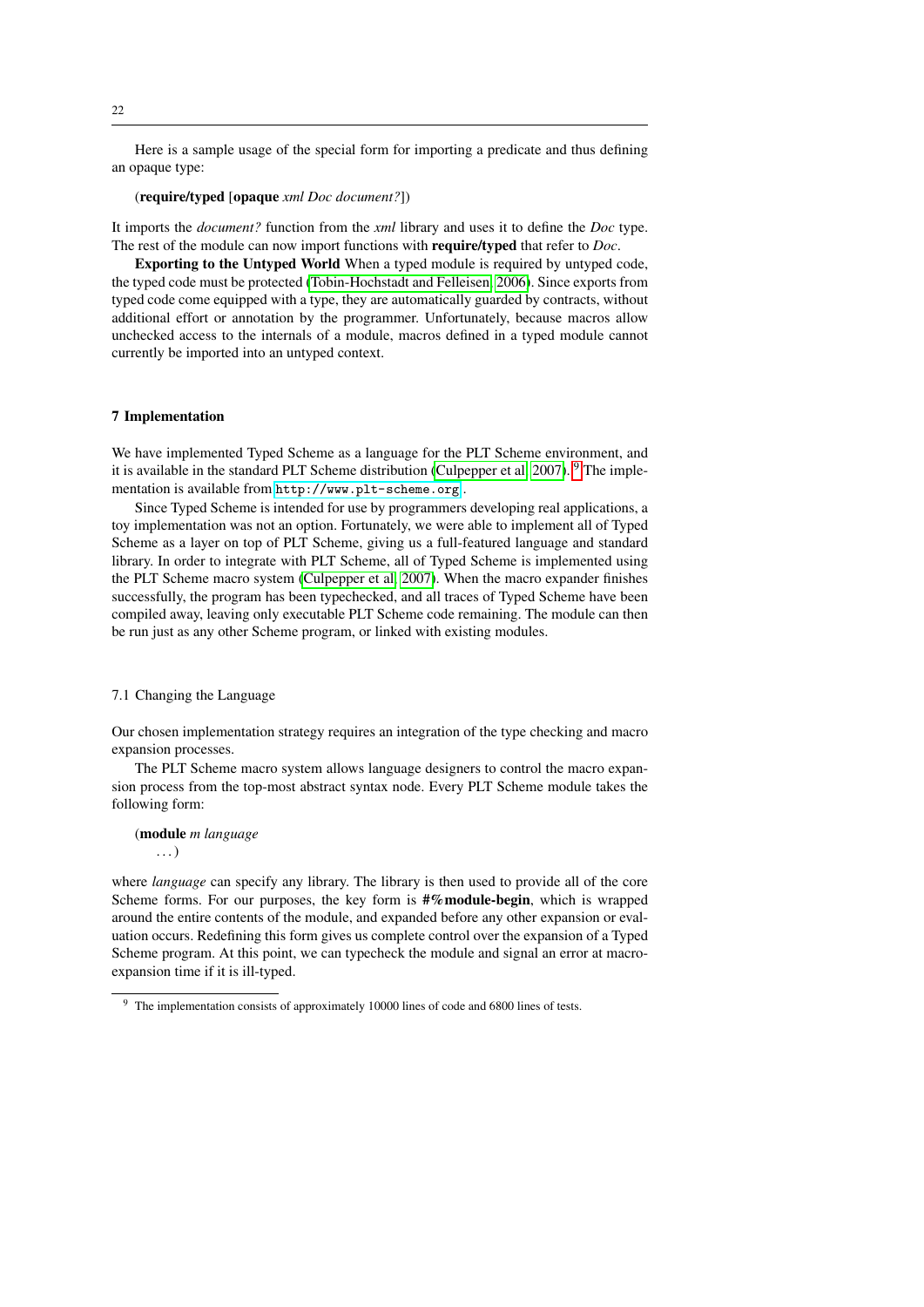Here is a sample usage of the special form for importing a predicate and thus defining an opaque type:

(**require/typed** [**opaque** *xml Doc document?*])

It imports the *document?* function from the *xml* library and uses it to define the *Doc* type. The rest of the module can now import functions with **require/typed** that refer to *Doc*.

**Exporting to the Untyped World** When a typed module is required by untyped code, the typed code must be protected (Tobin-Hochstadt and Felleisen, 2006). Since exports from typed code come equipped with a type, they are automatically guarded by contracts, without additional effort or annotation by the programmer. Unfortunately, because macros allow unchecked access to the internals of a module, macros defined in a typed module cannot currently be imported into an untyped context.

## 7 Implementation

We have implemented Typed Scheme as a language for the PLT Scheme environment, and it is available in the standard PLT Scheme distribution (Culpepper et al, 2007). [9] The implementation is available from `http://www.plt-scheme.org`.

Since Typed Scheme is intended for use by programmers developing real applications, a toy implementation was not an option. Fortunately, we were able to implement all of Typed Scheme as a layer on top of PLT Scheme, giving us a full-featured language and standard library. In order to integrate with PLT Scheme, all of Typed Scheme is implemented using the PLT Scheme macro system (Culpepper et al, 2007). When the macro expander finishes successfully, the program has been typechecked, and all traces of Typed Scheme have been compiled away, leaving only executable PLT Scheme code remaining. The module can then be run just as any other Scheme program, or linked with existing modules.

### 7.1 Changing the Language

Our chosen implementation strategy requires an integration of the type checking and macro expansion processes.

The PLT Scheme macro system allows language designers to control the macro expansion process from the top-most abstract syntax node. Every PLT Scheme module takes the following form:

(**module** *m language*
  ...)

where *language* can specify any library. The library is then used to provide all of the core Scheme forms. For our purposes, the key form is **#%module-begin**, which is wrapped around the entire contents of the module, and expanded before any other expansion or evaluation occurs. Redefining this form gives us complete control over the expansion of a Typed Scheme program. At this point, we can typecheck the module and signal an error at macro-expansion time if it is ill-typed.

[9] The implementation consists of approximately 10000 lines of code and 6800 lines of tests.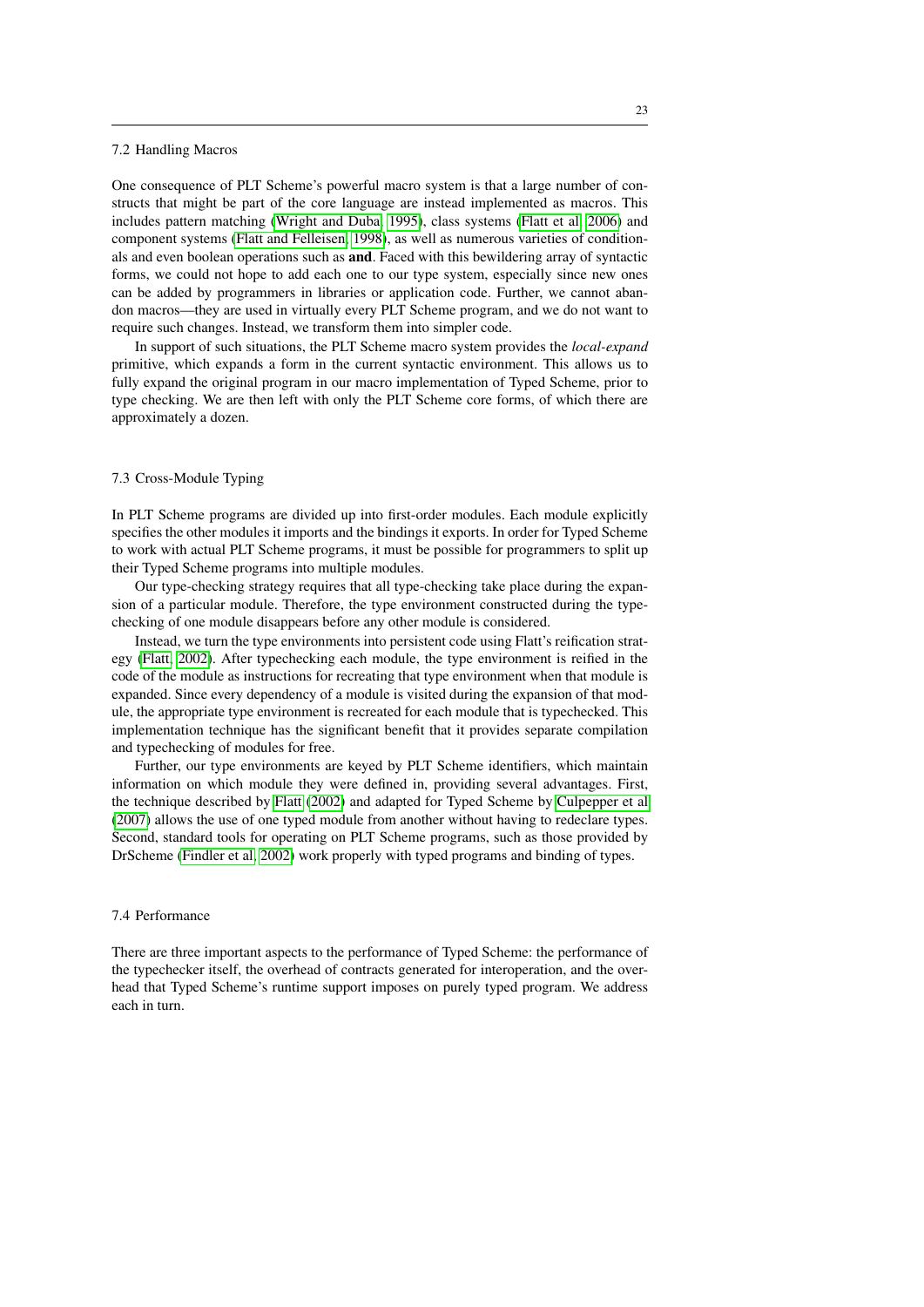### 7.2 Handling Macros

One consequence of PLT Scheme's powerful macro system is that a large number of constructs that might be part of the core language are instead implemented as macros. This includes pattern matching (Wright and Duba, 1995), class systems (Flatt et al, 2006) and component systems (Flatt and Felleisen, 1998), as well as numerous varieties of conditionals and even boolean operations such as **and**. Faced with this bewildering array of syntactic forms, we could not hope to add each one to our type system, especially since new ones can be added by programmers in libraries or application code. Further, we cannot abandon macros—they are used in virtually every PLT Scheme program, and we do not want to require such changes. Instead, we transform them into simpler code.

In support of such situations, the PLT Scheme macro system provides the *local-expand* primitive, which expands a form in the current syntactic environment. This allows us to fully expand the original program in our macro implementation of Typed Scheme, prior to type checking. We are then left with only the PLT Scheme core forms, of which there are approximately a dozen.

### 7.3 Cross-Module Typing

In PLT Scheme programs are divided up into first-order modules. Each module explicitly specifies the other modules it imports and the bindings it exports. In order for Typed Scheme to work with actual PLT Scheme programs, it must be possible for programmers to split up their Typed Scheme programs into multiple modules.

Our type-checking strategy requires that all type-checking take place during the expansion of a particular module. Therefore, the type environment constructed during the type-checking of one module disappears before any other module is considered.

Instead, we turn the type environments into persistent code using Flatt's reification strategy (Flatt, 2002). After typechecking each module, the type environment is reified in the code of the module as instructions for recreating that type environment when that module is expanded. Since every dependency of a module is visited during the expansion of that module, the appropriate type environment is recreated for each module that is typechecked. This implementation technique has the significant benefit that it provides separate compilation and typechecking of modules for free.

Further, our type environments are keyed by PLT Scheme identifiers, which maintain information on which module they were defined in, providing several advantages. First, the technique described by Flatt (2002) and adapted for Typed Scheme by Culpepper et al (2007) allows the use of one typed module from another without having to redeclare types. Second, standard tools for operating on PLT Scheme programs, such as those provided by DrScheme (Findler et al, 2002) work properly with typed programs and binding of types.

### 7.4 Performance

There are three important aspects to the performance of Typed Scheme: the performance of the typechecker itself, the overhead of contracts generated for interoperation, and the overhead that Typed Scheme's runtime support imposes on purely typed program. We address each in turn.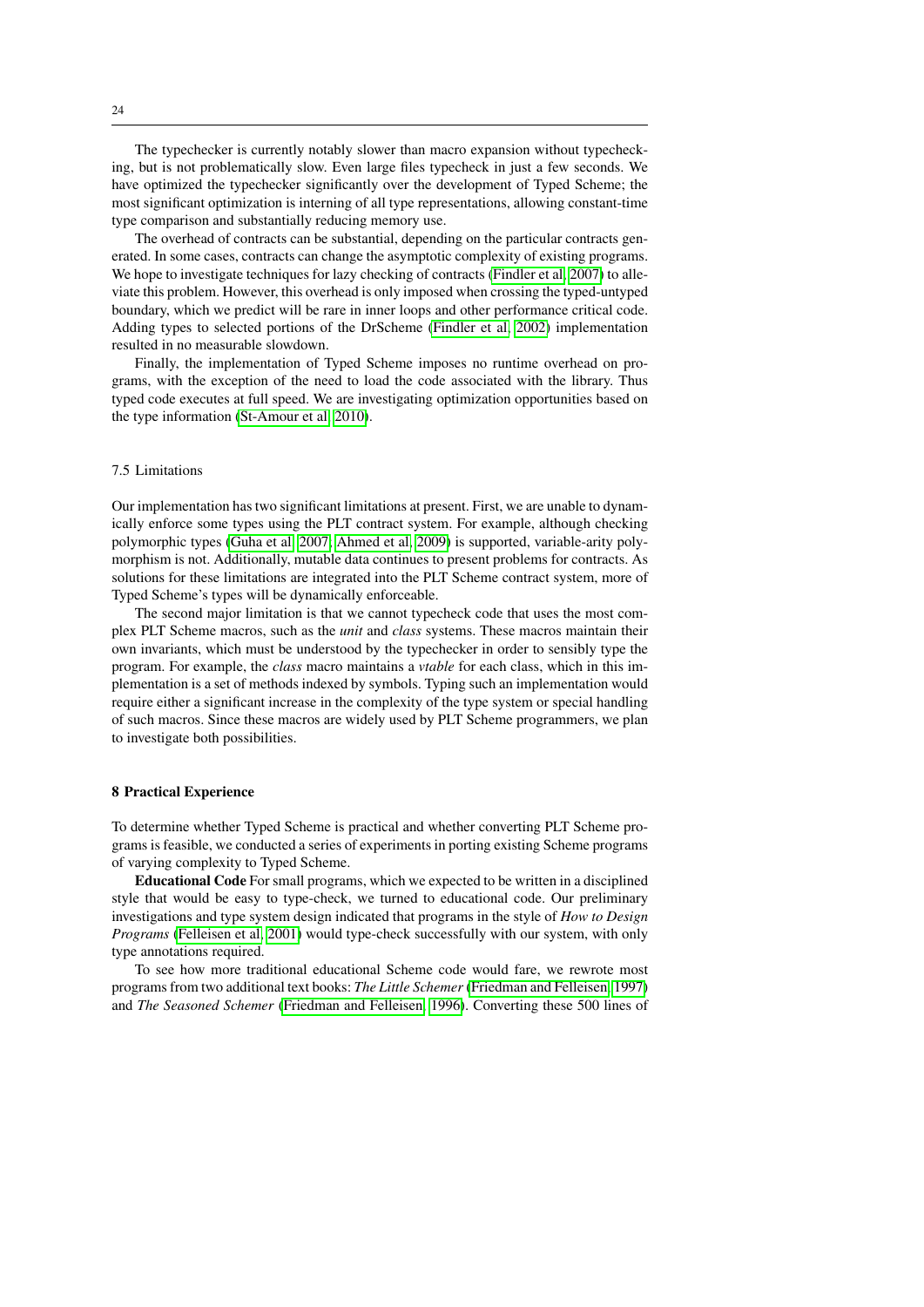The typechecker is currently notably slower than macro expansion without typechecking, but is not problematically slow. Even large files typecheck in just a few seconds. We have optimized the typechecker significantly over the development of Typed Scheme; the most significant optimization is interning of all type representations, allowing constant-time type comparison and substantially reducing memory use.

The overhead of contracts can be substantial, depending on the particular contracts generated. In some cases, contracts can change the asymptotic complexity of existing programs. We hope to investigate techniques for lazy checking of contracts (Findler et al, 2007) to alleviate this problem. However, this overhead is only imposed when crossing the typed-untyped boundary, which we predict will be rare in inner loops and other performance critical code. Adding types to selected portions of the DrScheme (Findler et al, 2002) implementation resulted in no measurable slowdown.

Finally, the implementation of Typed Scheme imposes no runtime overhead on programs, with the exception of the need to load the code associated with the library. Thus typed code executes at full speed. We are investigating optimization opportunities based on the type information (St-Amour et al, 2010).

### 7.5 Limitations

Our implementation has two significant limitations at present. First, we are unable to dynamically enforce some types using the PLT contract system. For example, although checking polymorphic types (Guha et al, 2007; Ahmed et al, 2009) is supported, variable-arity polymorphism is not. Additionally, mutable data continues to present problems for contracts. As solutions for these limitations are integrated into the PLT Scheme contract system, more of Typed Scheme's types will be dynamically enforceable.

The second major limitation is that we cannot typecheck code that uses the most complex PLT Scheme macros, such as the *unit* and *class* systems. These macros maintain their own invariants, which must be understood by the typechecker in order to sensibly type the program. For example, the *class* macro maintains a *vtable* for each class, which in this implementation is a set of methods indexed by symbols. Typing such an implementation would require either a significant increase in the complexity of the type system or special handling of such macros. Since these macros are widely used by PLT Scheme programmers, we plan to investigate both possibilities.

## 8 Practical Experience

To determine whether Typed Scheme is practical and whether converting PLT Scheme programs is feasible, we conducted a series of experiments in porting existing Scheme programs of varying complexity to Typed Scheme.

**Educational Code** For small programs, which we expected to be written in a disciplined style that would be easy to type-check, we turned to educational code. Our preliminary investigations and type system design indicated that programs in the style of *How to Design Programs* (Felleisen et al, 2001) would type-check successfully with our system, with only type annotations required.

To see how more traditional educational Scheme code would fare, we rewrote most programs from two additional text books: *The Little Schemer* (Friedman and Felleisen, 1997) and *The Seasoned Schemer* (Friedman and Felleisen, 1996). Converting these 500 lines of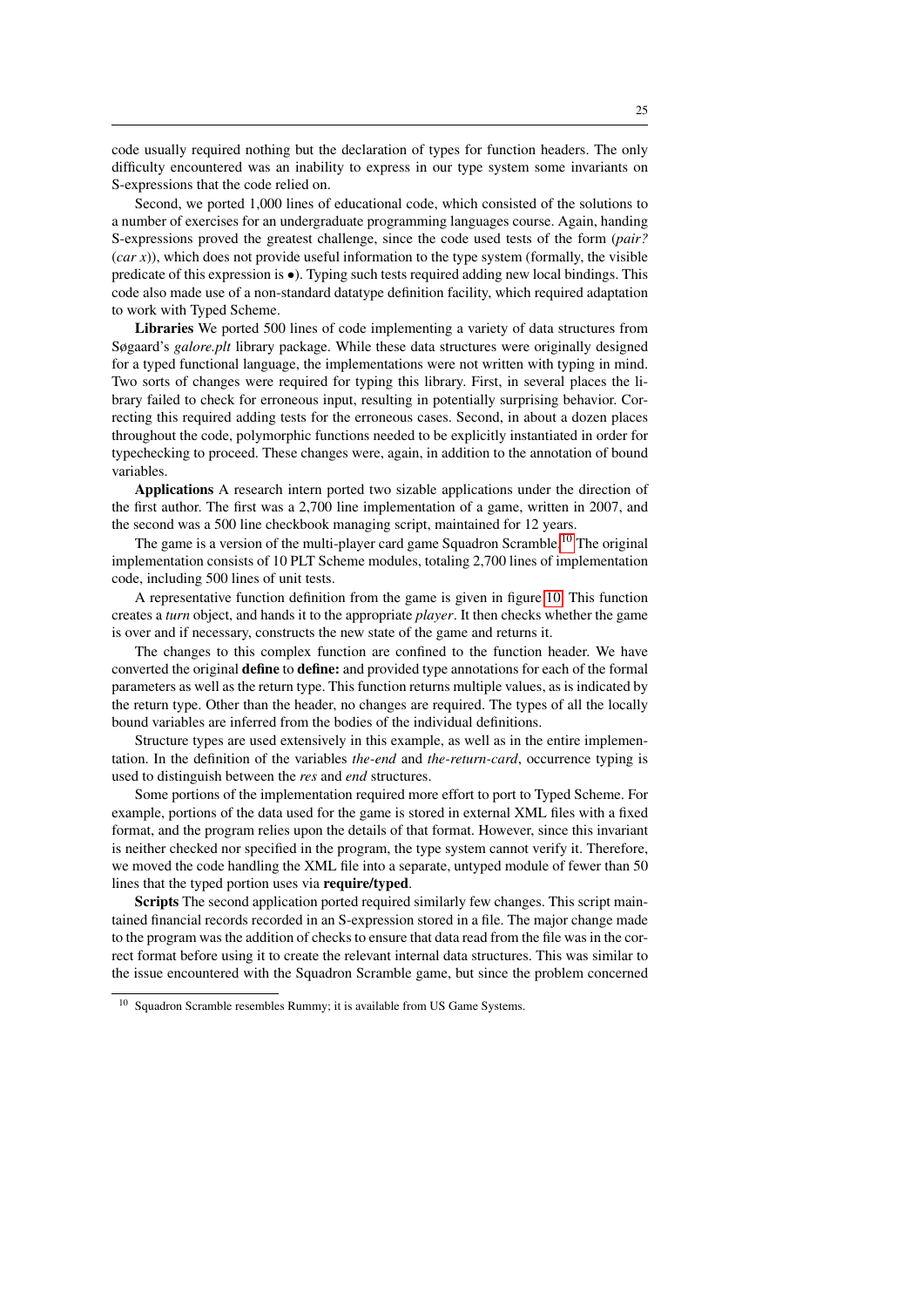code usually required nothing but the declaration of types for function headers. The only difficulty encountered was an inability to express in our type system some invariants on S-expressions that the code relied on.

Second, we ported 1,000 lines of educational code, which consisted of the solutions to a number of exercises for an undergraduate programming languages course. Again, handing S-expressions proved the greatest challenge, since the code used tests of the form (*pair?* (*car x*)), which does not provide useful information to the type system (formally, the visible predicate of this expression is •). Typing such tests required adding new local bindings. This code also made use of a non-standard datatype definition facility, which required adaptation to work with Typed Scheme.

**Libraries** We ported 500 lines of code implementing a variety of data structures from Søgaard's *galore.plt* library package. While these data structures were originally designed for a typed functional language, the implementations were not written with typing in mind. Two sorts of changes were required for typing this library. First, in several places the library failed to check for erroneous input, resulting in potentially surprising behavior. Correcting this required adding tests for the erroneous cases. Second, in about a dozen places throughout the code, polymorphic functions needed to be explicitly instantiated in order for typechecking to proceed. These changes were, again, in addition to the annotation of bound variables.

**Applications** A research intern ported two sizable applications under the direction of the first author. The first was a 2,700 line implementation of a game, written in 2007, and the second was a 500 line checkbook managing script, maintained for 12 years.

The game is a version of the multi-player card game Squadron Scramble.[10] The original implementation consists of 10 PLT Scheme modules, totaling 2,700 lines of implementation code, including 500 lines of unit tests.

A representative function definition from the game is given in figure 10. This function creates a *turn* object, and hands it to the appropriate *player*. It then checks whether the game is over and if necessary, constructs the new state of the game and returns it.

The changes to this complex function are confined to the function header. We have converted the original **define** to **define:** and provided type annotations for each of the formal parameters as well as the return type. This function returns multiple values, as is indicated by the return type. Other than the header, no changes are required. The types of all the locally bound variables are inferred from the bodies of the individual definitions.

Structure types are used extensively in this example, as well as in the entire implementation. In the definition of the variables *the-end* and *the-return-card*, occurrence typing is used to distinguish between the *res* and *end* structures.

Some portions of the implementation required more effort to port to Typed Scheme. For example, portions of the data used for the game is stored in external XML files with a fixed format, and the program relies upon the details of that format. However, since this invariant is neither checked nor specified in the program, the type system cannot verify it. Therefore, we moved the code handling the XML file into a separate, untyped module of fewer than 50 lines that the typed portion uses via **require/typed**.

**Scripts** The second application ported required similarly few changes. This script maintained financial records recorded in an S-expression stored in a file. The major change made to the program was the addition of checks to ensure that data read from the file was in the correct format before using it to create the relevant internal data structures. This was similar to the issue encountered with the Squadron Scramble game, but since the problem concerned

[10] Squadron Scramble resembles Rummy; it is available from US Game Systems.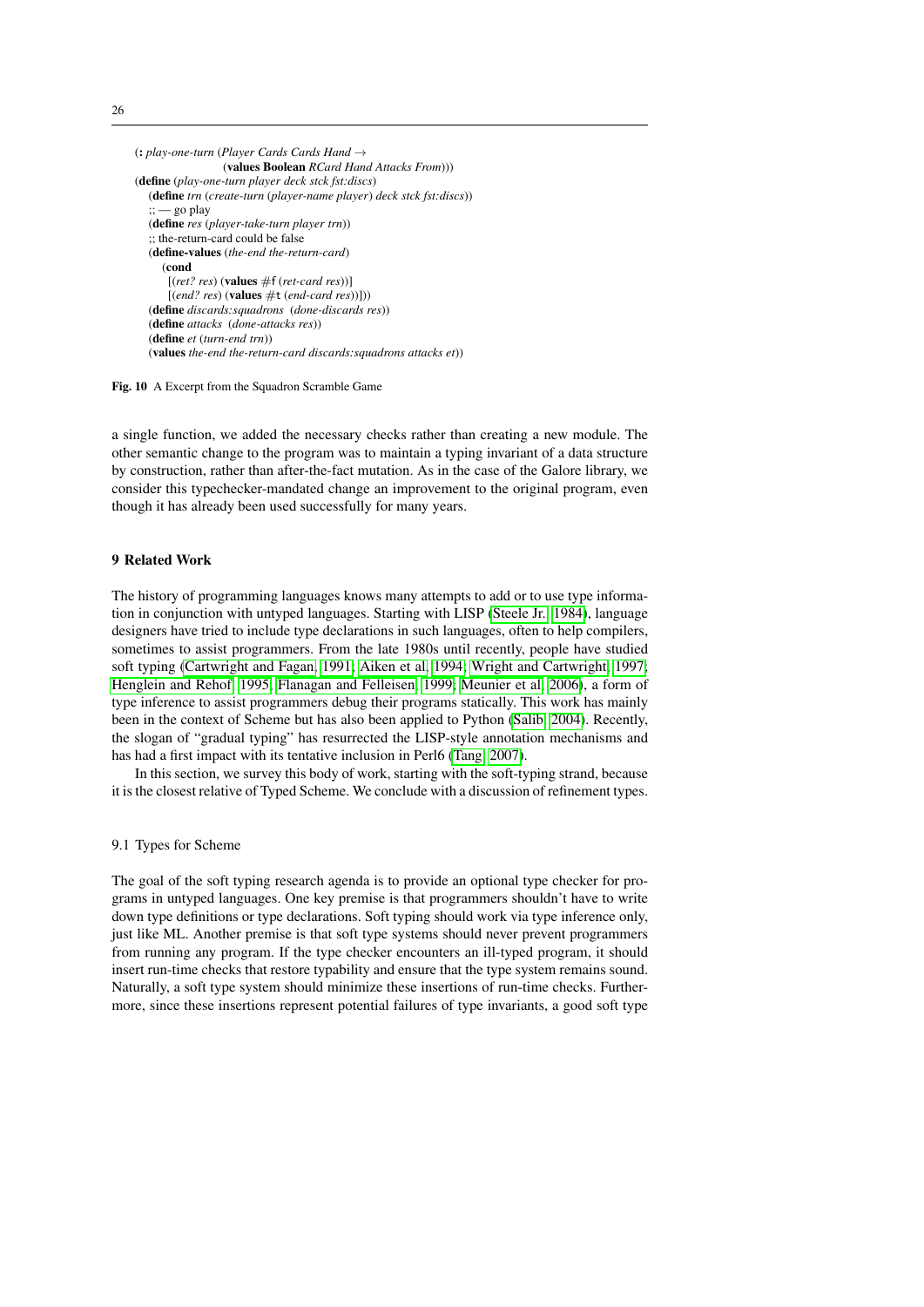```
(: play-one-turn (Player Cards Cards Hand →
                 (values Boolean RCard Hand Attacks From)))
(define (play-one-turn player deck stck fst:discs)
  (define trn (create-turn (player-name player) deck stck fst:discs))
  ;; — go play
  (define res (player-take-turn player trn))
  ;; the-return-card could be false
  (define-values (the-end the-return-card)
    (cond
      [(ret? res) (values #f (ret-card res))]
      [(end? res) (values #t (end-card res))]))
  (define discards:squadrons (done-discards res))
  (define attacks (done-attacks res))
  (define et (turn-end trn))
  (values the-end the-return-card discards:squadrons attacks et))
```

**Fig. 10** A Excerpt from the Squadron Scramble Game

a single function, we added the necessary checks rather than creating a new module. The other semantic change to the program was to maintain a typing invariant of a data structure by construction, rather than after-the-fact mutation. As in the case of the Galore library, we consider this typechecker-mandated change an improvement to the original program, even though it has already been used successfully for many years.

## 9 Related Work

The history of programming languages knows many attempts to add or to use type information in conjunction with untyped languages. Starting with LISP (Steele Jr. 1984), language designers have tried to include type declarations in such languages, often to help compilers, sometimes to assist programmers. From the late 1980s until recently, people have studied soft typing (Cartwright and Fagan 1991; Aiken et al. 1994; Wright and Cartwright 1997; Henglein and Rehof 1995; Flanagan and Felleisen 1999; Meunier et al. 2006), a form of type inference to assist programmers debug their programs statically. This work has mainly been in the context of Scheme but has also been applied to Python (Salib 2004). Recently, the slogan of "gradual typing" has resurrected the LISP-style annotation mechanisms and has had a first impact with its tentative inclusion in Perl6 (Tang 2007).

In this section, we survey this body of work, starting with the soft-typing strand, because it is the closest relative of Typed Scheme. We conclude with a discussion of refinement types.

### 9.1 Types for Scheme

The goal of the soft typing research agenda is to provide an optional type checker for programs in untyped languages. One key premise is that programmers shouldn't have to write down type definitions or type declarations. Soft typing should work via type inference only, just like ML. Another premise is that soft type systems should never prevent programmers from running any program. If the type checker encounters an ill-typed program, it should insert run-time checks that restore typability and ensure that the type system remains sound. Naturally, a soft type system should minimize these insertions of run-time checks. Furthermore, since these insertions represent potential failures of type invariants, a good soft type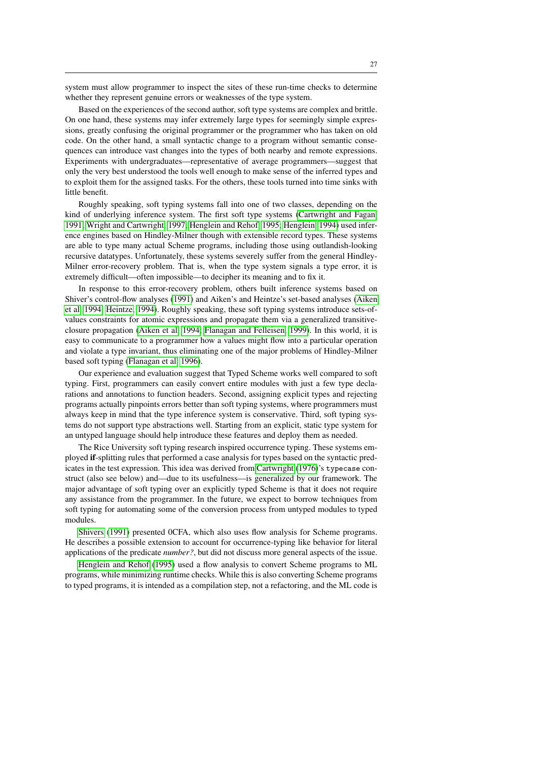system must allow programmer to inspect the sites of these run-time checks to determine whether they represent genuine errors or weaknesses of the type system.

Based on the experiences of the second author, soft type systems are complex and brittle. On one hand, these systems may infer extremely large types for seemingly simple expressions, greatly confusing the original programmer or the programmer who has taken on old code. On the other hand, a small syntactic change to a program without semantic consequences can introduce vast changes into the types of both nearby and remote expressions. Experiments with undergraduates—representative of average programmers—suggest that only the very best understood the tools well enough to make sense of the inferred types and to exploit them for the assigned tasks. For the others, these tools turned into time sinks with little benefit.

Roughly speaking, soft typing systems fall into one of two classes, depending on the kind of underlying inference system. The first soft type systems (Cartwright and Fagan, 1991; Wright and Cartwright, 1997; Henglein and Rehof, 1995; Henglein, 1994) used inference engines based on Hindley-Milner though with extensible record types. These systems are able to type many actual Scheme programs, including those using outlandish-looking recursive datatypes. Unfortunately, these systems severely suffer from the general Hindley-Milner error-recovery problem. That is, when the type system signals a type error, it is extremely difficult—often impossible—to decipher its meaning and to fix it.

In response to this error-recovery problem, others built inference systems based on Shiver's control-flow analyses (1991) and Aiken's and Heintze's set-based analyses (Aiken et al, 1994; Heintze, 1994). Roughly speaking, these soft typing systems introduce sets-of-values constraints for atomic expressions and propagate them via a generalized transitive-closure propagation (Aiken et al, 1994; Flanagan and Felleisen, 1999). In this world, it is easy to communicate to a programmer how a values might flow into a particular operation and violate a type invariant, thus eliminating one of the major problems of Hindley-Milner based soft typing (Flanagan et al, 1996).

Our experience and evaluation suggest that Typed Scheme works well compared to soft typing. First, programmers can easily convert entire modules with just a few type declarations and annotations to function headers. Second, assigning explicit types and rejecting programs actually pinpoints errors better than soft typing systems, where programmers must always keep in mind that the type inference system is conservative. Third, soft typing systems do not support type abstractions well. Starting from an explicit, static type system for an untyped language should help introduce these features and deploy them as needed.

The Rice University soft typing research inspired occurrence typing. These systems employed **if**-splitting rules that performed a case analysis for types based on the syntactic predicates in the test expression. This idea was derived from Cartwright (1976)'s `typecase` construct (also see below) and—due to its usefulness—is generalized by our framework. The major advantage of soft typing over an explicitly typed Scheme is that it does not require any assistance from the programmer. In the future, we expect to borrow techniques from soft typing for automating some of the conversion process from untyped modules to typed modules.

Shivers (1991) presented 0CFA, which also uses flow analysis for Scheme programs. He describes a possible extension to account for occurrence-typing like behavior for literal applications of the predicate *number?*, but did not discuss more general aspects of the issue.

Henglein and Rehof (1995) used a flow analysis to convert Scheme programs to ML programs, while minimizing runtime checks. While this is also converting Scheme programs to typed programs, it is intended as a compilation step, not a refactoring, and the ML code is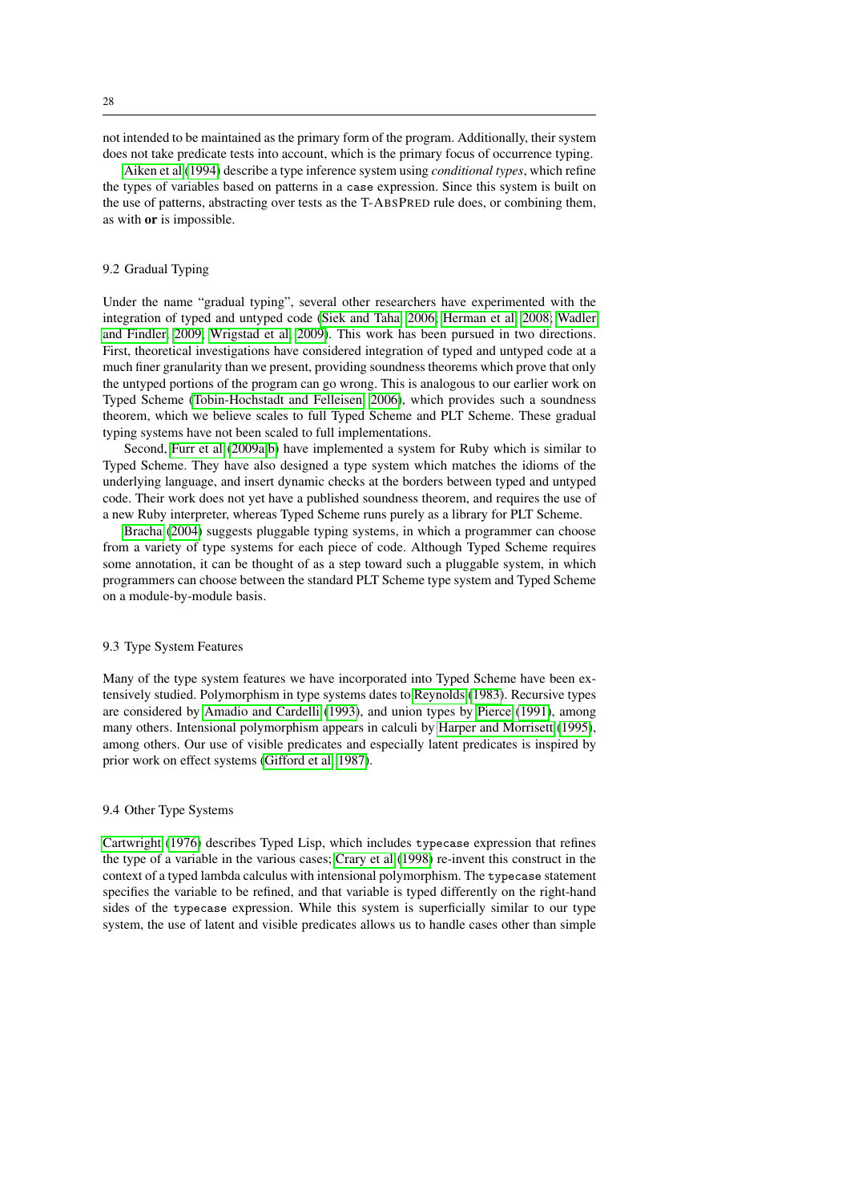not intended to be maintained as the primary form of the program. Additionally, their system does not take predicate tests into account, which is the primary focus of occurrence typing.

Aiken et al (1994) describe a type inference system using *conditional types*, which refine the types of variables based on patterns in a `case` expression. Since this system is built on the use of patterns, abstracting over tests as the T-ABSPRED rule does, or combining them, as with **or** is impossible.

### 9.2 Gradual Typing

Under the name "gradual typing", several other researchers have experimented with the integration of typed and untyped code (Siek and Taha 2006; Herman et al 2008; Wadler and Findler 2009; Wrigstad et al 2009). This work has been pursued in two directions. First, theoretical investigations have considered integration of typed and untyped code at a much finer granularity than we present, providing soundness theorems which prove that only the untyped portions of the program can go wrong. This is analogous to our earlier work on Typed Scheme (Tobin-Hochstadt and Felleisen 2006), which provides such a soundness theorem, which we believe scales to full Typed Scheme and PLT Scheme. These gradual typing systems have not been scaled to full implementations.

Second, Furr et al (2009a,b) have implemented a system for Ruby which is similar to Typed Scheme. They have also designed a type system which matches the idioms of the underlying language, and insert dynamic checks at the borders between typed and untyped code. Their work does not yet have a published soundness theorem, and requires the use of a new Ruby interpreter, whereas Typed Scheme runs purely as a library for PLT Scheme.

Bracha (2004) suggests pluggable typing systems, in which a programmer can choose from a variety of type systems for each piece of code. Although Typed Scheme requires some annotation, it can be thought of as a step toward such a pluggable system, in which programmers can choose between the standard PLT Scheme type system and Typed Scheme on a module-by-module basis.

### 9.3 Type System Features

Many of the type system features we have incorporated into Typed Scheme have been extensively studied. Polymorphism in type systems dates to Reynolds (1983). Recursive types are considered by Amadio and Cardelli (1993), and union types by Pierce (1991), among many others. Intensional polymorphism appears in calculi by Harper and Morrisett (1995), among others. Our use of visible predicates and especially latent predicates is inspired by prior work on effect systems (Gifford et al 1987).

### 9.4 Other Type Systems

Cartwright (1976) describes Typed Lisp, which includes `typecase` expression that refines the type of a variable in the various cases; Crary et al (1998) re-invent this construct in the context of a typed lambda calculus with intensional polymorphism. The `typecase` statement specifies the variable to be refined, and that variable is typed differently on the right-hand sides of the `typecase` expression. While this system is superficially similar to our type system, the use of latent and visible predicates allows us to handle cases other than simple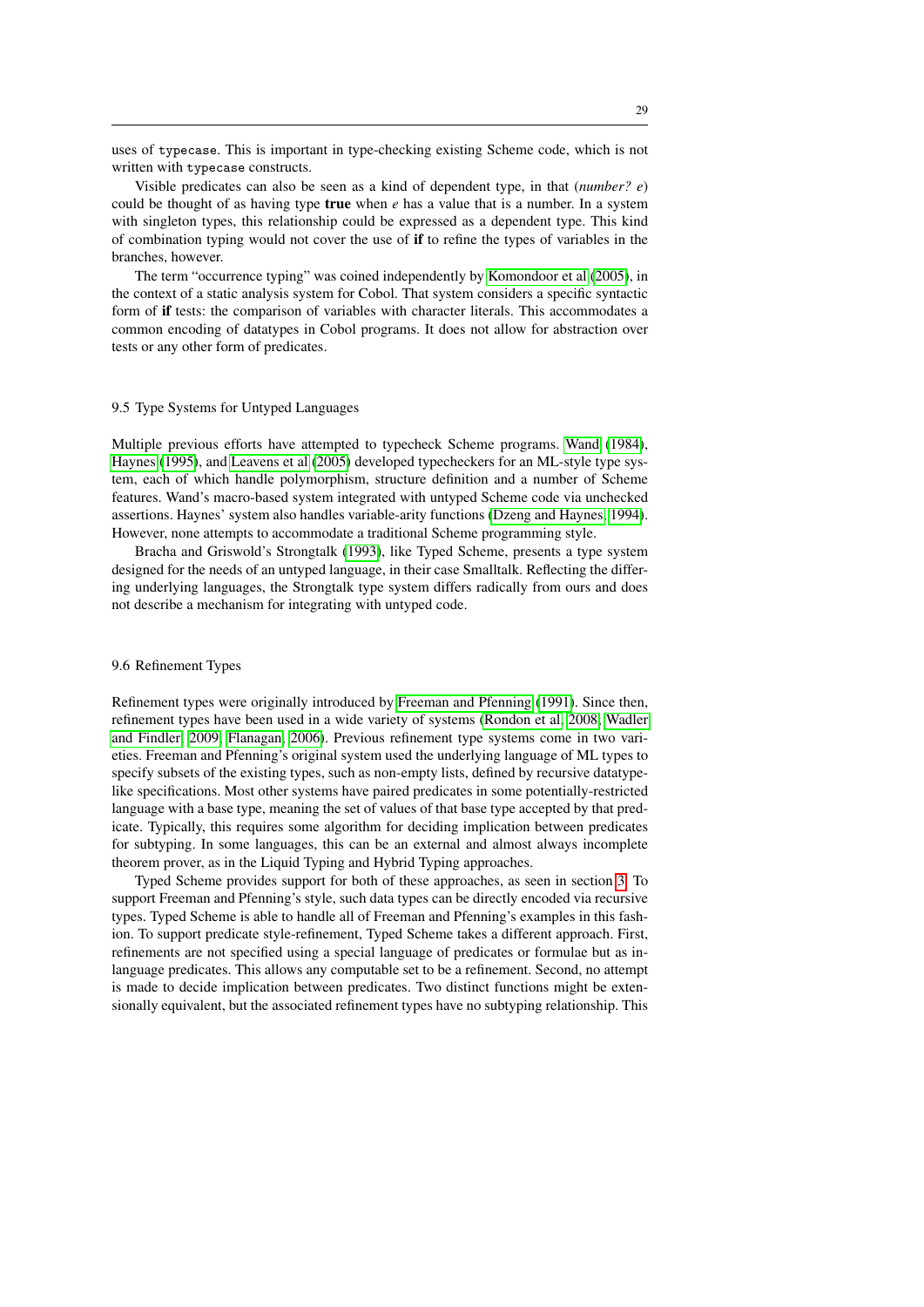uses of `typecase`. This is important in type-checking existing Scheme code, which is not written with `typecase` constructs.

Visible predicates can also be seen as a kind of dependent type, in that (*number? e*) could be thought of as having type **true** when *e* has a value that is a number. In a system with singleton types, this relationship could be expressed as a dependent type. This kind of combination typing would not cover the use of **if** to refine the types of variables in the branches, however.

The term "occurrence typing" was coined independently by Komondoor et al (2005), in the context of a static analysis system for Cobol. That system considers a specific syntactic form of **if** tests: the comparison of variables with character literals. This accommodates a common encoding of datatypes in Cobol programs. It does not allow for abstraction over tests or any other form of predicates.

## 9.5 Type Systems for Untyped Languages

Multiple previous efforts have attempted to typecheck Scheme programs. Wand (1984), Haynes (1995), and Leavens et al (2005) developed typecheckers for an ML-style type system, each of which handle polymorphism, structure definition and a number of Scheme features. Wand's macro-based system integrated with untyped Scheme code via unchecked assertions. Haynes' system also handles variable-arity functions (Dzeng and Haynes, 1994). However, none attempts to accommodate a traditional Scheme programming style.

Bracha and Griswold's Strongtalk (1993), like Typed Scheme, presents a type system designed for the needs of an untyped language, in their case Smalltalk. Reflecting the differing underlying languages, the Strongtalk type system differs radically from ours and does not describe a mechanism for integrating with untyped code.

## 9.6 Refinement Types

Refinement types were originally introduced by Freeman and Pfenning (1991). Since then, refinement types have been used in a wide variety of systems (Rondon et al, 2008; Wadler and Findler, 2009; Flanagan, 2006). Previous refinement type systems come in two varieties. Freeman and Pfenning's original system used the underlying language of ML types to specify subsets of the existing types, such as non-empty lists, defined by recursive datatype-like specifications. Most other systems have paired predicates in some potentially-restricted language with a base type, meaning the set of values of that base type accepted by that predicate. Typically, this requires some algorithm for deciding implication between predicates for subtyping. In some languages, this can be an external and almost always incomplete theorem prover, as in the Liquid Typing and Hybrid Typing approaches.

Typed Scheme provides support for both of these approaches, as seen in section 3. To support Freeman and Pfenning's style, such data types can be directly encoded via recursive types. Typed Scheme is able to handle all of Freeman and Pfenning's examples in this fashion. To support predicate style-refinement, Typed Scheme takes a different approach. First, refinements are not specified using a special language of predicates or formulae but as in-language predicates. This allows any computable set to be a refinement. Second, no attempt is made to decide implication between predicates. Two distinct functions might be extensionally equivalent, but the associated refinement types have no subtyping relationship. This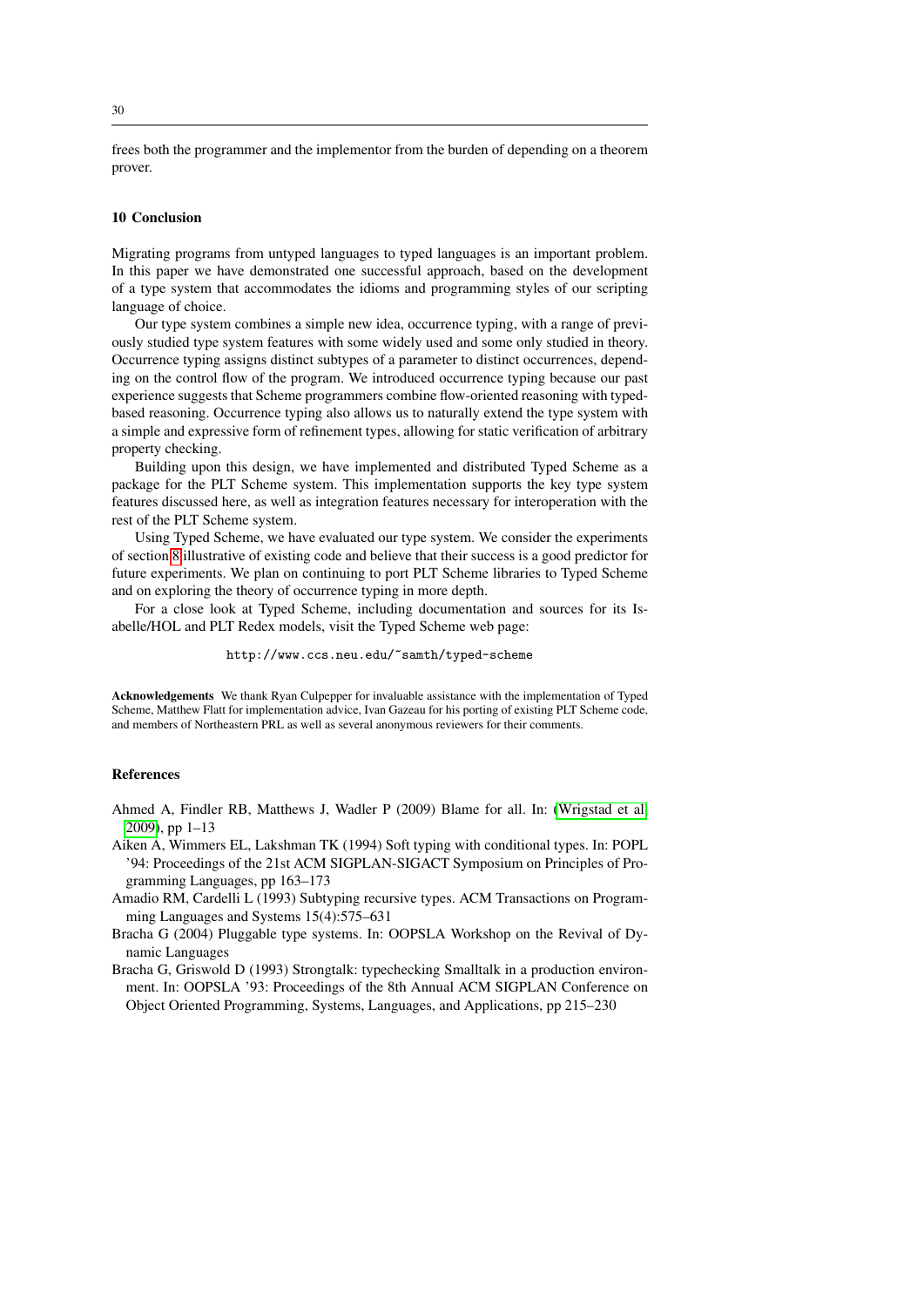frees both the programmer and the implementor from the burden of depending on a theorem prover.

## 10 Conclusion

Migrating programs from untyped languages to typed languages is an important problem. In this paper we have demonstrated one successful approach, based on the development of a type system that accommodates the idioms and programming styles of our scripting language of choice.

Our type system combines a simple new idea, occurrence typing, with a range of previously studied type system features with some widely used and some only studied in theory. Occurrence typing assigns distinct subtypes of a parameter to distinct occurrences, depending on the control flow of the program. We introduced occurrence typing because our past experience suggests that Scheme programmers combine flow-oriented reasoning with typed-based reasoning. Occurrence typing also allows us to naturally extend the type system with a simple and expressive form of refinement types, allowing for static verification of arbitrary property checking.

Building upon this design, we have implemented and distributed Typed Scheme as a package for the PLT Scheme system. This implementation supports the key type system features discussed here, as well as integration features necessary for interoperation with the rest of the PLT Scheme system.

Using Typed Scheme, we have evaluated our type system. We consider the experiments of section 8 illustrative of existing code and believe that their success is a good predictor for future experiments. We plan on continuing to port PLT Scheme libraries to Typed Scheme and on exploring the theory of occurrence typing in more depth.

For a close look at Typed Scheme, including documentation and sources for its Isabelle/HOL and PLT Redex models, visit the Typed Scheme web page:

```
http://www.ccs.neu.edu/~samth/typed-scheme
```

**Acknowledgements** We thank Ryan Culpepper for invaluable assistance with the implementation of Typed Scheme, Matthew Flatt for implementation advice, Ivan Gazeau for his porting of existing PLT Scheme code, and members of Northeastern PRL as well as several anonymous reviewers for their comments.

## References

Ahmed A, Findler RB, Matthews J, Wadler P (2009) Blame for all. In: (Wrigstad et al, 2009), pp 1–13

Aiken A, Wimmers EL, Lakshman TK (1994) Soft typing with conditional types. In: POPL '94: Proceedings of the 21st ACM SIGPLAN-SIGACT Symposium on Principles of Programming Languages, pp 163–173

Amadio RM, Cardelli L (1993) Subtyping recursive types. ACM Transactions on Programming Languages and Systems 15(4):575–631

Bracha G (2004) Pluggable type systems. In: OOPSLA Workshop on the Revival of Dynamic Languages

Bracha G, Griswold D (1993) Strongtalk: typechecking Smalltalk in a production environment. In: OOPSLA '93: Proceedings of the 8th Annual ACM SIGPLAN Conference on Object Oriented Programming, Systems, Languages, and Applications, pp 215–230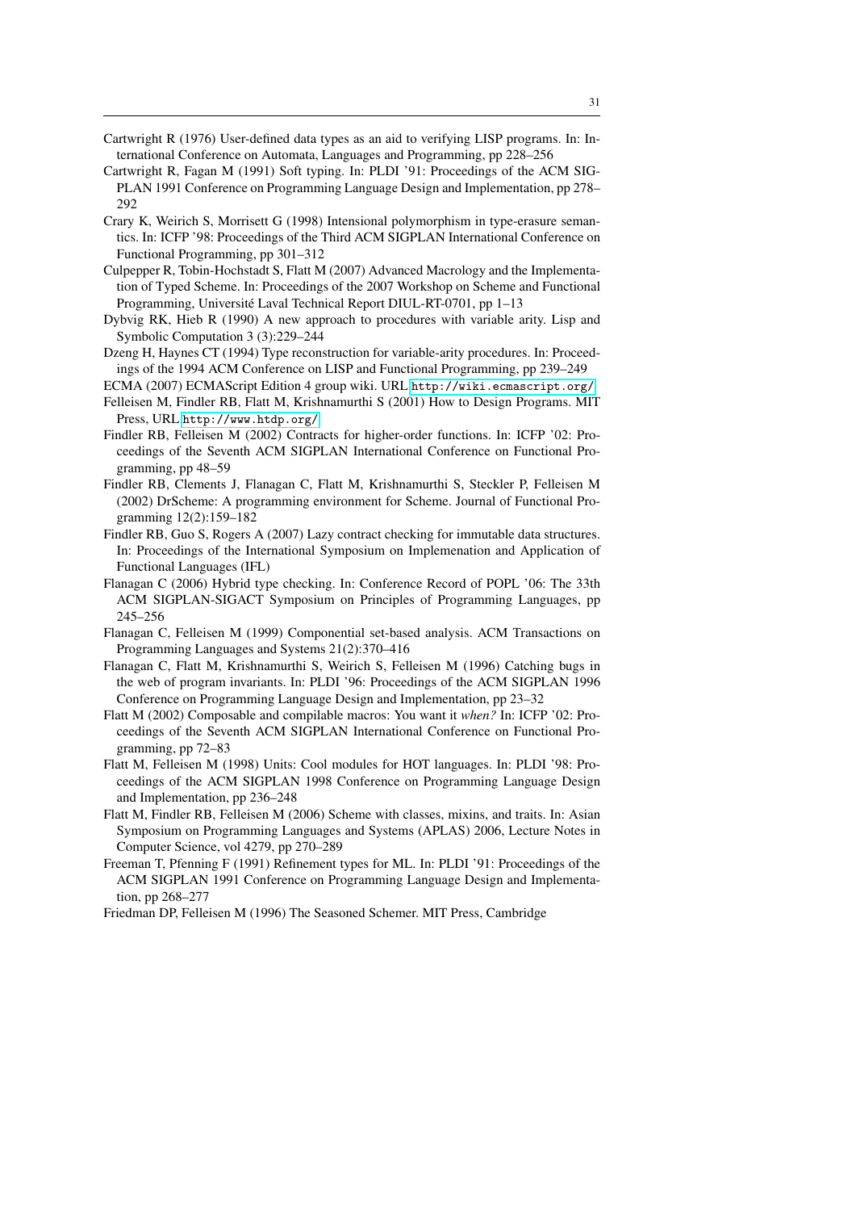Cartwright R (1976) User-defined data types as an aid to verifying LISP programs. In: International Conference on Automata, Languages and Programming, pp 228–256

Cartwright R, Fagan M (1991) Soft typing. In: PLDI '91: Proceedings of the ACM SIGPLAN 1991 Conference on Programming Language Design and Implementation, pp 278–292

Crary K, Weirich S, Morrisett G (1998) Intensional polymorphism in type-erasure semantics. In: ICFP '98: Proceedings of the Third ACM SIGPLAN International Conference on Functional Programming, pp 301–312

Culpepper R, Tobin-Hochstadt S, Flatt M (2007) Advanced Macrology and the Implementation of Typed Scheme. In: Proceedings of the 2007 Workshop on Scheme and Functional Programming, Université Laval Technical Report DIUL-RT-0701, pp 1–13

Dybvig RK, Hieb R (1990) A new approach to procedures with variable arity. Lisp and Symbolic Computation 3 (3):229–244

Dzeng H, Haynes CT (1994) Type reconstruction for variable-arity procedures. In: Proceedings of the 1994 ACM Conference on LISP and Functional Programming, pp 239–249

ECMA (2007) ECMAScript Edition 4 group wiki. URL `http://wiki.ecmascript.org/`

Felleisen M, Findler RB, Flatt M, Krishnamurthi S (2001) How to Design Programs. MIT Press, URL `http://www.htdp.org/`

Findler RB, Felleisen M (2002) Contracts for higher-order functions. In: ICFP '02: Proceedings of the Seventh ACM SIGPLAN International Conference on Functional Programming, pp 48–59

Findler RB, Clements J, Flanagan C, Flatt M, Krishnamurthi S, Steckler P, Felleisen M (2002) DrScheme: A programming environment for Scheme. Journal of Functional Programming 12(2):159–182

Findler RB, Guo S, Rogers A (2007) Lazy contract checking for immutable data structures. In: Proceedings of the International Symposium on Implemenation and Application of Functional Languages (IFL)

Flanagan C (2006) Hybrid type checking. In: Conference Record of POPL '06: The 33th ACM SIGPLAN-SIGACT Symposium on Principles of Programming Languages, pp 245–256

Flanagan C, Felleisen M (1999) Componential set-based analysis. ACM Transactions on Programming Languages and Systems 21(2):370–416

Flanagan C, Flatt M, Krishnamurthi S, Weirich S, Felleisen M (1996) Catching bugs in the web of program invariants. In: PLDI '96: Proceedings of the ACM SIGPLAN 1996 Conference on Programming Language Design and Implementation, pp 23–32

Flatt M (2002) Composable and compilable macros: You want it *when?* In: ICFP '02: Proceedings of the Seventh ACM SIGPLAN International Conference on Functional Programming, pp 72–83

Flatt M, Felleisen M (1998) Units: Cool modules for HOT languages. In: PLDI '98: Proceedings of the ACM SIGPLAN 1998 Conference on Programming Language Design and Implementation, pp 236–248

Flatt M, Findler RB, Felleisen M (2006) Scheme with classes, mixins, and traits. In: Asian Symposium on Programming Languages and Systems (APLAS) 2006, Lecture Notes in Computer Science, vol 4279, pp 270–289

Freeman T, Pfenning F (1991) Refinement types for ML. In: PLDI '91: Proceedings of the ACM SIGPLAN 1991 Conference on Programming Language Design and Implementation, pp 268–277

Friedman DP, Felleisen M (1996) The Seasoned Schemer. MIT Press, Cambridge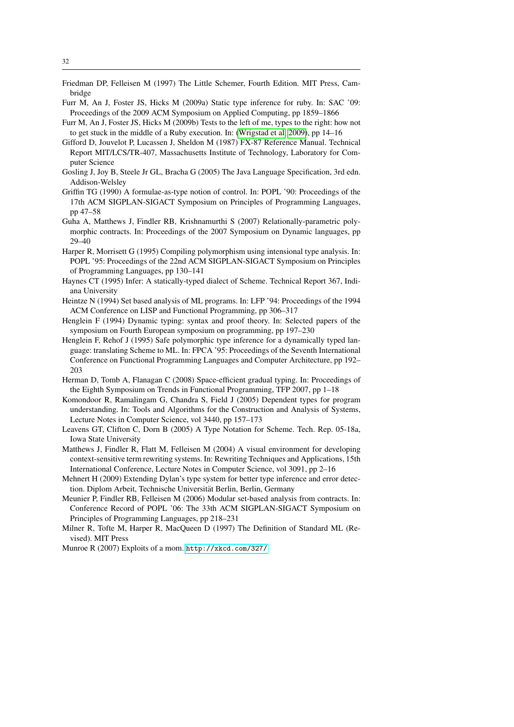Friedman DP, Felleisen M (1997) The Little Schemer, Fourth Edition. MIT Press, Cambridge

Furr M, An J, Foster JS, Hicks M (2009a) Static type inference for ruby. In: SAC '09: Proceedings of the 2009 ACM Symposium on Applied Computing, pp 1859–1866

Furr M, An J, Foster JS, Hicks M (2009b) Tests to the left of me, types to the right: how not to get stuck in the middle of a Ruby execution. In: (Wrigstad et al 2009), pp 14–16

Gifford D, Jouvelot P, Lucassen J, Sheldon M (1987) FX-87 Reference Manual. Technical Report MIT/LCS/TR-407, Massachusetts Institute of Technology, Laboratory for Computer Science

Gosling J, Joy B, Steele Jr GL, Bracha G (2005) The Java Language Specification, 3rd edn. Addison-Welsley

Griffin TG (1990) A formulae-as-type notion of control. In: POPL '90: Proceedings of the 17th ACM SIGPLAN-SIGACT Symposium on Principles of Programming Languages, pp 47–58

Guha A, Matthews J, Findler RB, Krishnamurthi S (2007) Relationally-parametric polymorphic contracts. In: Proceedings of the 2007 Symposium on Dynamic languages, pp 29–40

Harper R, Morrisett G (1995) Compiling polymorphism using intensional type analysis. In: POPL '95: Proceedings of the 22nd ACM SIGPLAN-SIGACT Symposium on Principles of Programming Languages, pp 130–141

Haynes CT (1995) Infer: A statically-typed dialect of Scheme. Technical Report 367, Indiana University

Heintze N (1994) Set based analysis of ML programs. In: LFP '94: Proceedings of the 1994 ACM Conference on LISP and Functional Programming, pp 306–317

Henglein F (1994) Dynamic typing: syntax and proof theory. In: Selected papers of the symposium on Fourth European symposium on programming, pp 197–230

Henglein F, Rehof J (1995) Safe polymorphic type inference for a dynamically typed language: translating Scheme to ML. In: FPCA '95: Proceedings of the Seventh International Conference on Functional Programming Languages and Computer Architecture, pp 192–203

Herman D, Tomb A, Flanagan C (2008) Space-efficient gradual typing. In: Proceedings of the Eighth Symposium on Trends in Functional Programming, TFP 2007, pp 1–18

Komondoor R, Ramalingam G, Chandra S, Field J (2005) Dependent types for program understanding. In: Tools and Algorithms for the Construction and Analysis of Systems, Lecture Notes in Computer Science, vol 3440, pp 157–173

Leavens GT, Clifton C, Dorn B (2005) A Type Notation for Scheme. Tech. Rep. 05-18a, Iowa State University

Matthews J, Findler R, Flatt M, Felleisen M (2004) A visual environment for developing context-sensitive term rewriting systems. In: Rewriting Techniques and Applications, 15th International Conference, Lecture Notes in Computer Science, vol 3091, pp 2–16

Mehnert H (2009) Extending Dylan's type system for better type inference and error detection. Diplom Arbeit, Technische Universität Berlin, Berlin, Germany

Meunier P, Findler RB, Felleisen M (2006) Modular set-based analysis from contracts. In: Conference Record of POPL '06: The 33th ACM SIGPLAN-SIGACT Symposium on Principles of Programming Languages, pp 218–231

Milner R, Tofte M, Harper R, MacQueen D (1997) The Definition of Standard ML (Revised). MIT Press

Munroe R (2007) Exploits of a mom. http://xkcd.com/327/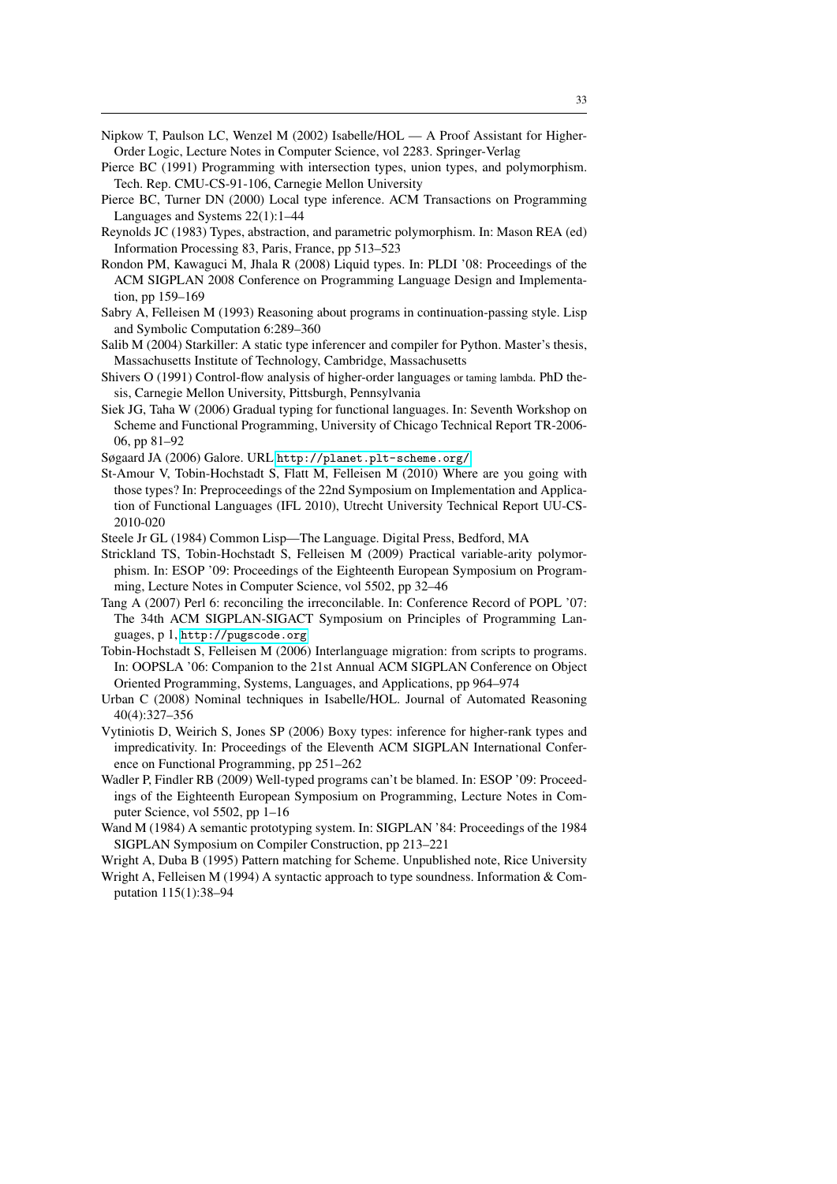Nipkow T, Paulson LC, Wenzel M (2002) Isabelle/HOL — A Proof Assistant for Higher-Order Logic, Lecture Notes in Computer Science, vol 2283. Springer-Verlag

Pierce BC (1991) Programming with intersection types, union types, and polymorphism. Tech. Rep. CMU-CS-91-106, Carnegie Mellon University

Pierce BC, Turner DN (2000) Local type inference. ACM Transactions on Programming Languages and Systems 22(1):1–44

Reynolds JC (1983) Types, abstraction, and parametric polymorphism. In: Mason REA (ed) Information Processing 83, Paris, France, pp 513–523

Rondon PM, Kawaguci M, Jhala R (2008) Liquid types. In: PLDI '08: Proceedings of the ACM SIGPLAN 2008 Conference on Programming Language Design and Implementation, pp 159–169

Sabry A, Felleisen M (1993) Reasoning about programs in continuation-passing style. Lisp and Symbolic Computation 6:289–360

Salib M (2004) Starkiller: A static type inferencer and compiler for Python. Master's thesis, Massachusetts Institute of Technology, Cambridge, Massachusetts

Shivers O (1991) Control-flow analysis of higher-order languages or taming lambda. PhD thesis, Carnegie Mellon University, Pittsburgh, Pennsylvania

Siek JG, Taha W (2006) Gradual typing for functional languages. In: Seventh Workshop on Scheme and Functional Programming, University of Chicago Technical Report TR-2006-06, pp 81–92

Søgaard JA (2006) Galore. URL `http://planet.plt-scheme.org/`

St-Amour V, Tobin-Hochstadt S, Flatt M, Felleisen M (2010) Where are you going with those types? In: Preproceedings of the 22nd Symposium on Implementation and Application of Functional Languages (IFL 2010), Utrecht University Technical Report UU-CS-2010-020

Steele Jr GL (1984) Common Lisp—The Language. Digital Press, Bedford, MA

Strickland TS, Tobin-Hochstadt S, Felleisen M (2009) Practical variable-arity polymorphism. In: ESOP '09: Proceedings of the Eighteenth European Symposium on Programming, Lecture Notes in Computer Science, vol 5502, pp 32–46

Tang A (2007) Perl 6: reconciling the irreconcilable. In: Conference Record of POPL '07: The 34th ACM SIGPLAN-SIGACT Symposium on Principles of Programming Languages, p 1, `http://pugscode.org`

Tobin-Hochstadt S, Felleisen M (2006) Interlanguage migration: from scripts to programs. In: OOPSLA '06: Companion to the 21st Annual ACM SIGPLAN Conference on Object Oriented Programming, Systems, Languages, and Applications, pp 964–974

Urban C (2008) Nominal techniques in Isabelle/HOL. Journal of Automated Reasoning 40(4):327–356

Vytiniotis D, Weirich S, Jones SP (2006) Boxy types: inference for higher-rank types and impredicativity. In: Proceedings of the Eleventh ACM SIGPLAN International Conference on Functional Programming, pp 251–262

Wadler P, Findler RB (2009) Well-typed programs can't be blamed. In: ESOP '09: Proceedings of the Eighteenth European Symposium on Programming, Lecture Notes in Computer Science, vol 5502, pp 1–16

Wand M (1984) A semantic prototyping system. In: SIGPLAN '84: Proceedings of the 1984 SIGPLAN Symposium on Compiler Construction, pp 213–221

Wright A, Duba B (1995) Pattern matching for Scheme. Unpublished note, Rice University

Wright A, Felleisen M (1994) A syntactic approach to type soundness. Information & Computation 115(1):38–94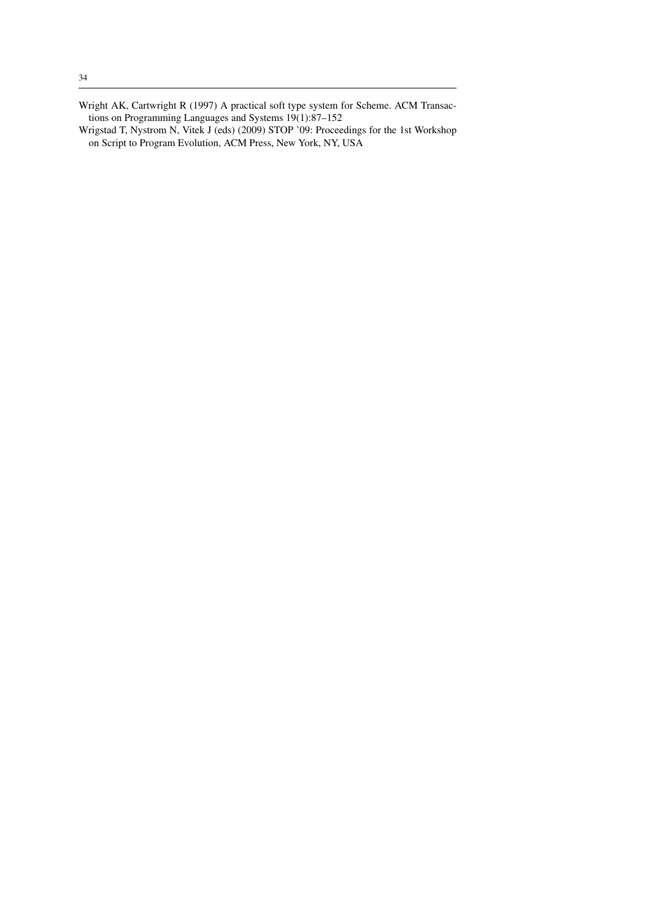Wright AK, Cartwright R (1997) A practical soft type system for Scheme. ACM Transactions on Programming Languages and Systems 19(1):87–152

Wrigstad T, Nystrom N, Vitek J (eds) (2009) STOP '09: Proceedings for the 1st Workshop on Script to Program Evolution, ACM Press, New York, NY, USA